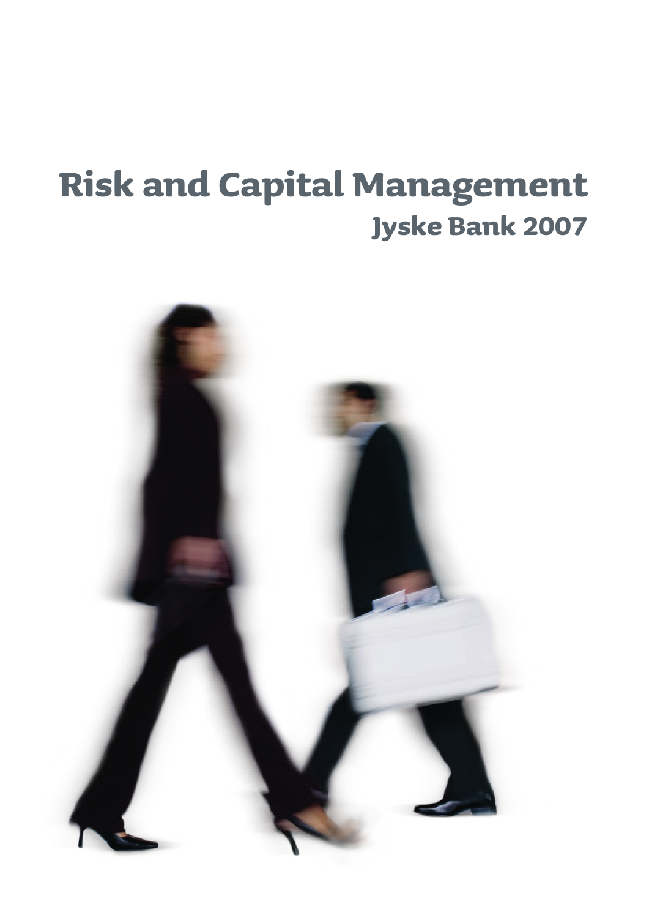# Risk and Capital Management

## Jyske Bank 2007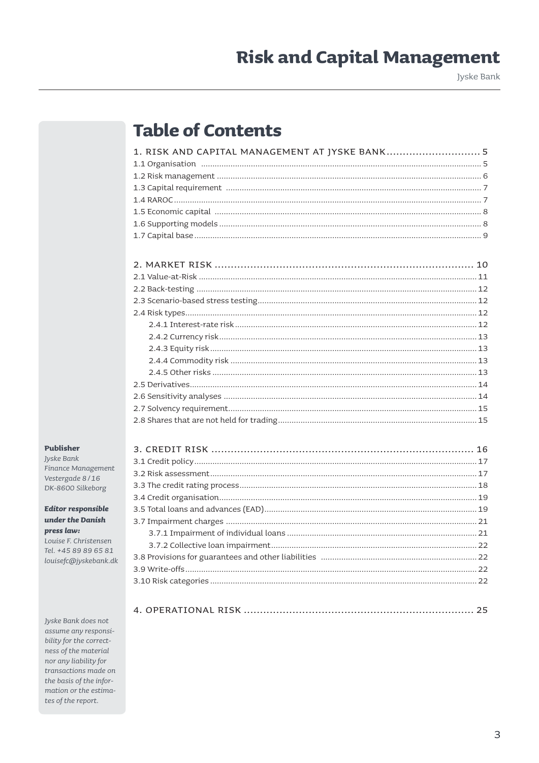# Table of Contents

1. RISK AND CAPITAL MANAGEMENT AT JYSKE BANK ............................. 5
- 1.1 Organisation ............................................................................................................ 5
- 1.2 Risk management ..................................................................................................... 6
- 1.3 Capital requirement ................................................................................................. 7
- 1.4 RAROC ...................................................................................................................... 7
- 1.5 Economic capital ...................................................................................................... 8
- 1.6 Supporting models ................................................................................................... 8
- 1.7 Capital base .............................................................................................................. 9

2. MARKET RISK ............................................................................... 10
- 2.1 Value-at-Risk .......................................................................................................... 11
- 2.2 Back-testing ........................................................................................................... 12
- 2.3 Scenario-based stress testing ................................................................................ 12
- 2.4 Risk types ................................................................................................................ 12
  - 2.4.1 Interest-rate risk ............................................................................................ 12
  - 2.4.2 Currency risk .................................................................................................. 13
  - 2.4.3 Equity risk ...................................................................................................... 13
  - 2.4.4 Commodity risk .............................................................................................. 13
  - 2.4.5 Other risks ...................................................................................................... 13
- 2.5 Derivatives .............................................................................................................. 14
- 2.6 Sensitivity analyses ................................................................................................ 14
- 2.7 Solvency requirement ............................................................................................. 15
- 2.8 Shares that are not held for trading ....................................................................... 15

3. CREDIT RISK ................................................................................ 16
- 3.1 Credit policy ............................................................................................................ 17
- 3.2 Risk assessment ..................................................................................................... 17
- 3.3 The credit rating process ........................................................................................ 18
- 3.4 Credit organisation .................................................................................................. 19
- 3.5 Total loans and advances (EAD) ............................................................................. 19
- 3.7 Impairment charges ................................................................................................ 21
  - 3.7.1 Impairment of individual loans ...................................................................... 21
  - 3.7.2 Collective loan impairment ............................................................................ 22
- 3.8 Provisions for guarantees and other liabilities ....................................................... 22
- 3.9 Write-offs ................................................................................................................ 22
- 3.10 Risk categories ...................................................................................................... 22

4. OPERATIONAL RISK ...................................................................... 25

**Publisher**
*Jyske Bank*
*Finance Management*
*Vestergade 8/16*
*DK-8600 Silkeborg*

***Editor responsible under the Danish press law:***
*Louise F. Christensen*
*Tel. +45 89 89 65 81*
*louisefc@jyskebank.dk*

*Jyske Bank does not assume any responsibility for the correctness of the material nor any liability for transactions made on the basis of the information or the estimates of the report.*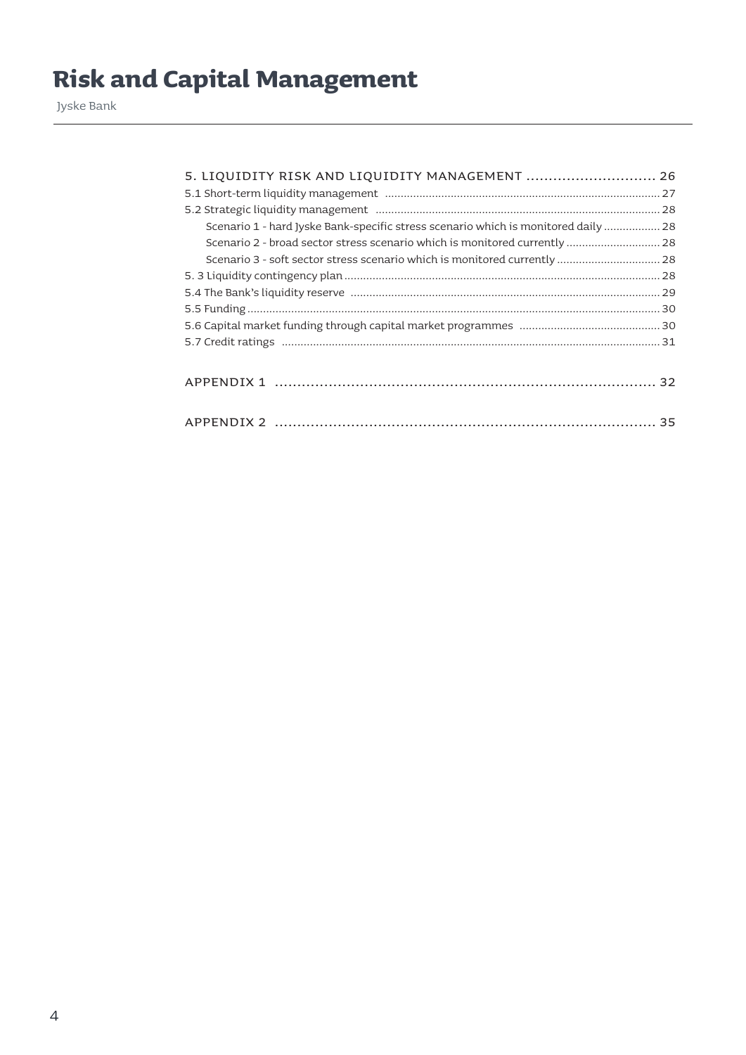5. LIQUIDITY RISK AND LIQUIDITY MANAGEMENT ............................. 26
5.1 Short-term liquidity management ........................................................................................ 27
5.2 Strategic liquidity management ........................................................................................... 28
    Scenario 1 - hard Jyske Bank-specific stress scenario which is monitored daily .................. 28
    Scenario 2 - broad sector stress scenario which is monitored currently .............................. 28
    Scenario 3 - soft sector stress scenario which is monitored currently ................................. 28
5. 3 Liquidity contingency plan .................................................................................................... 28
5.4 The Bank's liquidity reserve ................................................................................................... 29
5.5 Funding .................................................................................................................................... 30
5.6 Capital market funding through capital market programmes ............................................ 30
5.7 Credit ratings ........................................................................................................................ 31

APPENDIX 1 ...................................................................................... 32

APPENDIX 2 ...................................................................................... 35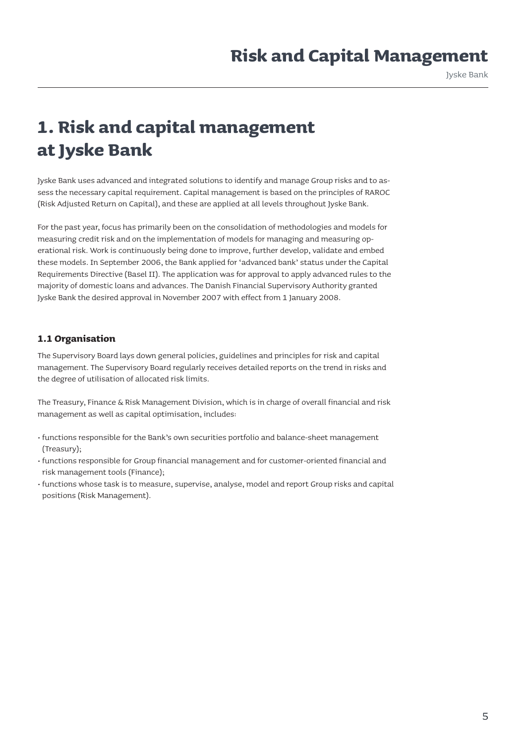# 1. Risk and capital management at Jyske Bank

Jyske Bank uses advanced and integrated solutions to identify and manage Group risks and to assess the necessary capital requirement. Capital management is based on the principles of RAROC (Risk Adjusted Return on Capital), and these are applied at all levels throughout Jyske Bank.

For the past year, focus has primarily been on the consolidation of methodologies and models for measuring credit risk and on the implementation of models for managing and measuring operational risk. Work is continuously being done to improve, further develop, validate and embed these models. In September 2006, the Bank applied for 'advanced bank' status under the Capital Requirements Directive (Basel II). The application was for approval to apply advanced rules to the majority of domestic loans and advances. The Danish Financial Supervisory Authority granted Jyske Bank the desired approval in November 2007 with effect from 1 January 2008.

### 1.1 Organisation

The Supervisory Board lays down general policies, guidelines and principles for risk and capital management. The Supervisory Board regularly receives detailed reports on the trend in risks and the degree of utilisation of allocated risk limits.

The Treasury, Finance & Risk Management Division, which is in charge of overall financial and risk management as well as capital optimisation, includes:

- functions responsible for the Bank's own securities portfolio and balance-sheet management (Treasury);
- functions responsible for Group financial management and for customer-oriented financial and risk management tools (Finance);
- functions whose task is to measure, supervise, analyse, model and report Group risks and capital positions (Risk Management).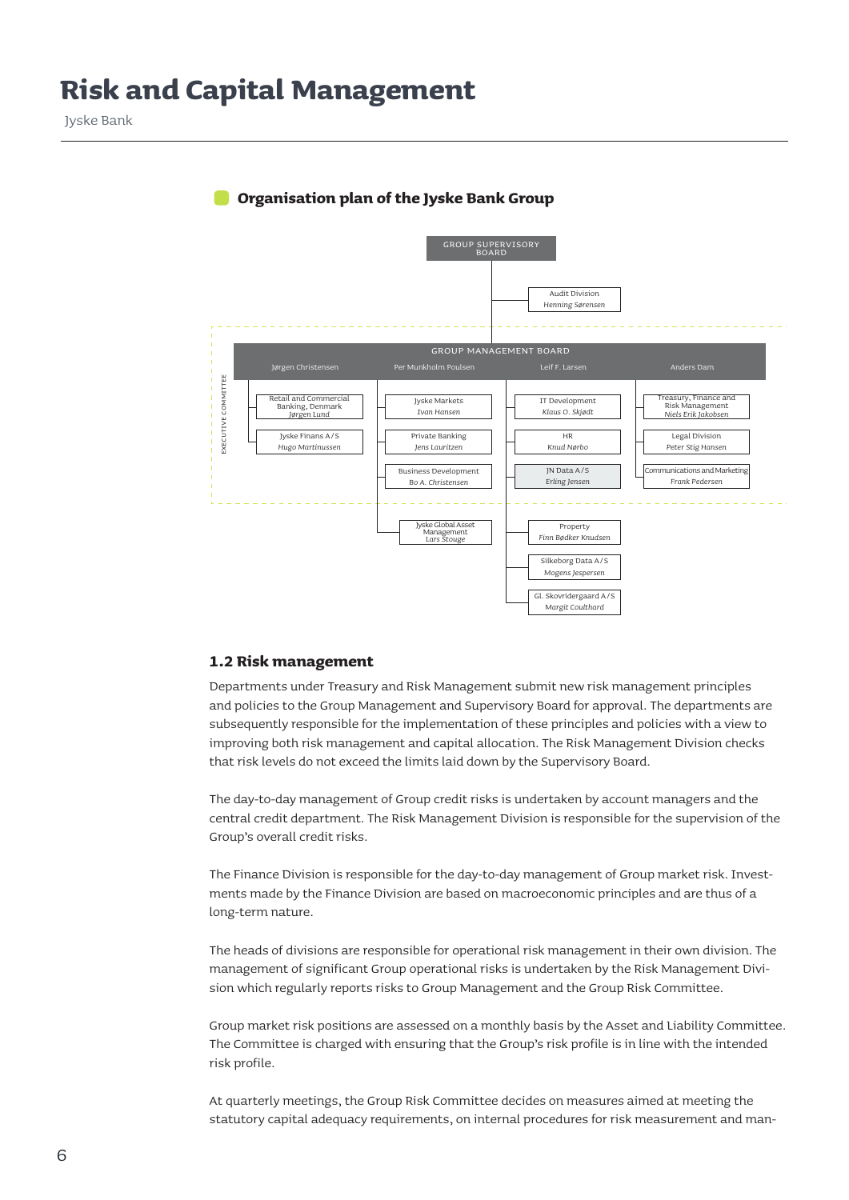## Organisation plan of the Jyske Bank Group

GROUP SUPERVISORY BOARD

- Audit Division – *Henning Sørensen*

EXECUTIVE COMMITTEE

GROUP MANAGEMENT BOARD

**Jørgen Christensen**
- Retail and Commercial Banking, Denmark – *Jørgen Lund*
- Jyske Finans A/S – *Hugo Martinussen*

**Per Munkholm Poulsen**
- Jyske Markets – *Ivan Hansen*
- Private Banking – *Jens Lauritzen*
- Business Development – *Bo A. Christensen*
- Jyske Global Asset Management – *Lars Stouge*

**Leif F. Larsen**
- IT Development – *Klaus O. Skjødt*
- HR – *Knud Nørbo*
- JN Data A/S – *Erling Jensen*
- Property – *Finn Bødker Knudsen*
- Silkeborg Data A/S – *Mogens Jespersen*
- Gl. Skovridergaard A/S – *Margit Coulthard*

**Anders Dam**
- Treasury, Finance and Risk Management – *Niels Erik Jakobsen*
- Legal Division – *Peter Stig Hansen*
- Communications and Marketing – *Frank Pedersen*

### 1.2 Risk management

Departments under Treasury and Risk Management submit new risk management principles and policies to the Group Management and Supervisory Board for approval. The departments are subsequently responsible for the implementation of these principles and policies with a view to improving both risk management and capital allocation. The Risk Management Division checks that risk levels do not exceed the limits laid down by the Supervisory Board.

The day-to-day management of Group credit risks is undertaken by account managers and the central credit department. The Risk Management Division is responsible for the supervision of the Group's overall credit risks.

The Finance Division is responsible for the day-to-day management of Group market risk. Investments made by the Finance Division are based on macroeconomic principles and are thus of a long-term nature.

The heads of divisions are responsible for operational risk management in their own division. The management of significant Group operational risks is undertaken by the Risk Management Division which regularly reports risks to Group Management and the Group Risk Committee.

Group market risk positions are assessed on a monthly basis by the Asset and Liability Committee. The Committee is charged with ensuring that the Group's risk profile is in line with the intended risk profile.

At quarterly meetings, the Group Risk Committee decides on measures aimed at meeting the statutory capital adequacy requirements, on internal procedures for risk measurement and man-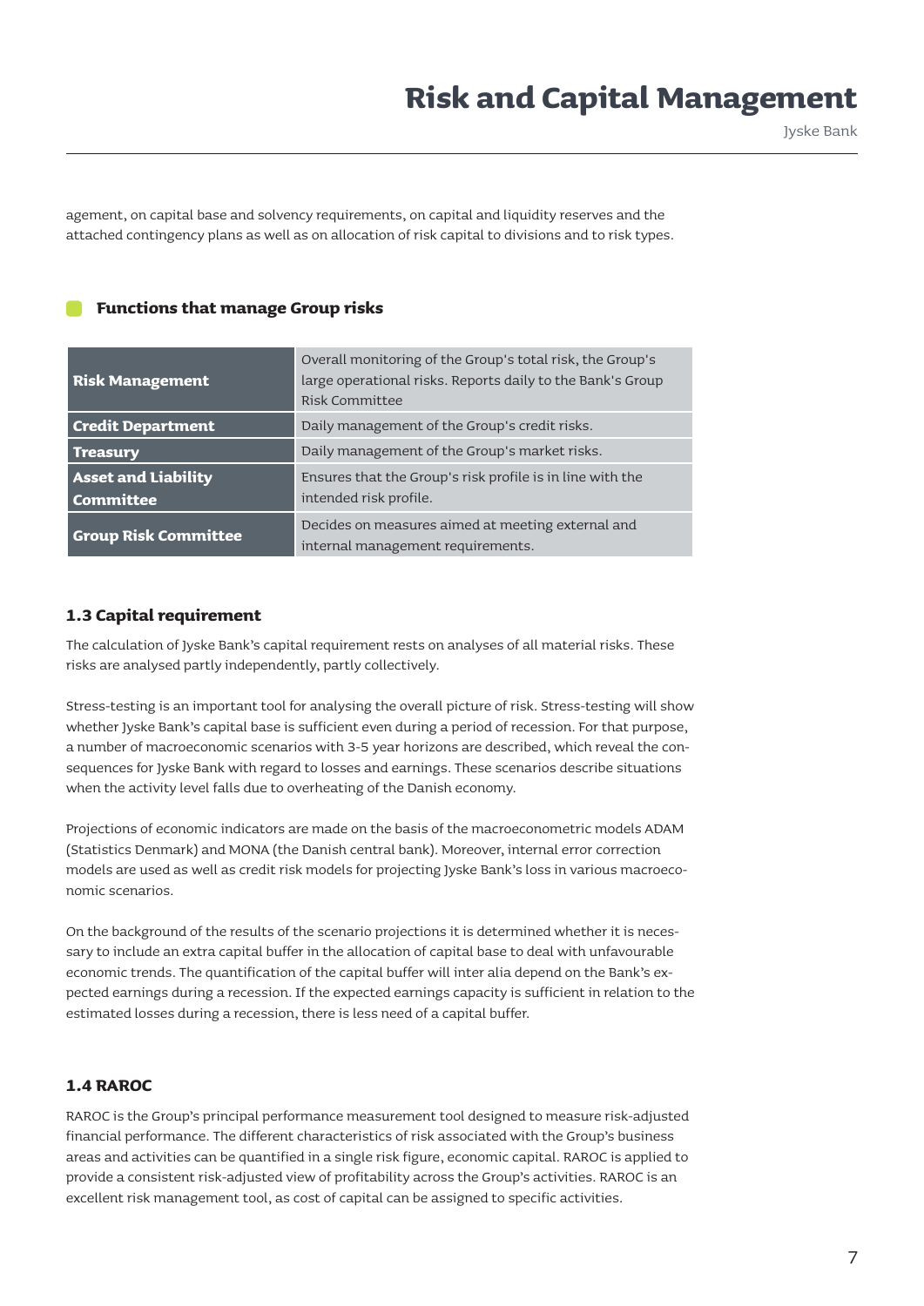agement, on capital base and solvency requirements, on capital and liquidity reserves and the attached contingency plans as well as on allocation of risk capital to divisions and to risk types.

### Functions that manage Group risks

| | |
|---|---|
| **Risk Management** | Overall monitoring of the Group's total risk, the Group's large operational risks. Reports daily to the Bank's Group Risk Committee |
| **Credit Department** | Daily management of the Group's credit risks. |
| **Treasury** | Daily management of the Group's market risks. |
| **Asset and Liability Committee** | Ensures that the Group's risk profile is in line with the intended risk profile. |
| **Group Risk Committee** | Decides on measures aimed at meeting external and internal management requirements. |

## 1.3 Capital requirement

The calculation of Jyske Bank's capital requirement rests on analyses of all material risks. These risks are analysed partly independently, partly collectively.

Stress-testing is an important tool for analysing the overall picture of risk. Stress-testing will show whether Jyske Bank's capital base is sufficient even during a period of recession. For that purpose, a number of macroeconomic scenarios with 3-5 year horizons are described, which reveal the consequences for Jyske Bank with regard to losses and earnings. These scenarios describe situations when the activity level falls due to overheating of the Danish economy.

Projections of economic indicators are made on the basis of the macroeconometric models ADAM (Statistics Denmark) and MONA (the Danish central bank). Moreover, internal error correction models are used as well as credit risk models for projecting Jyske Bank's loss in various macroeconomic scenarios.

On the background of the results of the scenario projections it is determined whether it is necessary to include an extra capital buffer in the allocation of capital base to deal with unfavourable economic trends. The quantification of the capital buffer will inter alia depend on the Bank's expected earnings during a recession. If the expected earnings capacity is sufficient in relation to the estimated losses during a recession, there is less need of a capital buffer.

## 1.4 RAROC

RAROC is the Group's principal performance measurement tool designed to measure risk-adjusted financial performance. The different characteristics of risk associated with the Group's business areas and activities can be quantified in a single risk figure, economic capital. RAROC is applied to provide a consistent risk-adjusted view of profitability across the Group's activities. RAROC is an excellent risk management tool, as cost of capital can be assigned to specific activities.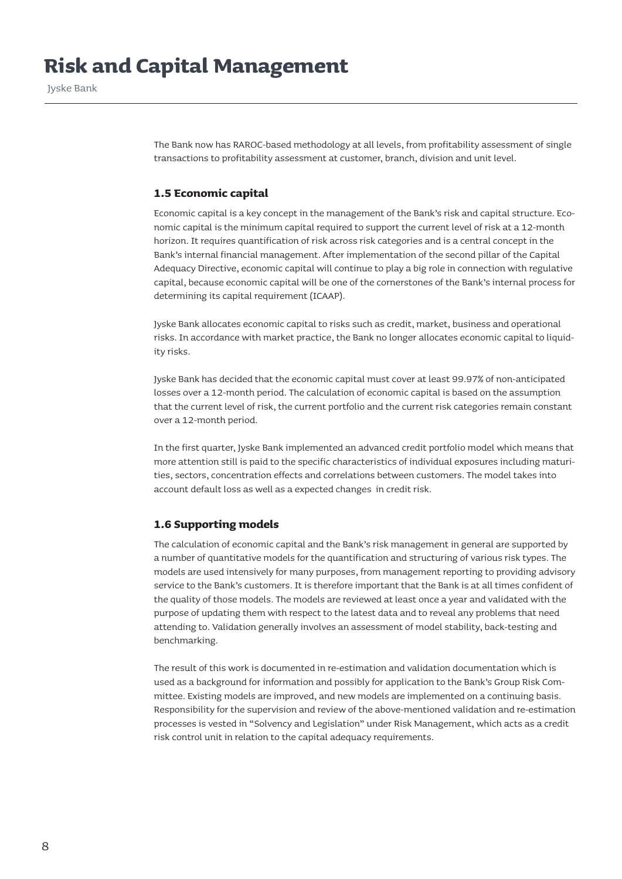The Bank now has RAROC-based methodology at all levels, from profitability assessment of single transactions to profitability assessment at customer, branch, division and unit level.

### 1.5 Economic capital

Economic capital is a key concept in the management of the Bank's risk and capital structure. Economic capital is the minimum capital required to support the current level of risk at a 12-month horizon. It requires quantification of risk across risk categories and is a central concept in the Bank's internal financial management. After implementation of the second pillar of the Capital Adequacy Directive, economic capital will continue to play a big role in connection with regulative capital, because economic capital will be one of the cornerstones of the Bank's internal process for determining its capital requirement (ICAAP).

Jyske Bank allocates economic capital to risks such as credit, market, business and operational risks. In accordance with market practice, the Bank no longer allocates economic capital to liquidity risks.

Jyske Bank has decided that the economic capital must cover at least 99.97% of non-anticipated losses over a 12-month period. The calculation of economic capital is based on the assumption that the current level of risk, the current portfolio and the current risk categories remain constant over a 12-month period.

In the first quarter, Jyske Bank implemented an advanced credit portfolio model which means that more attention still is paid to the specific characteristics of individual exposures including maturities, sectors, concentration effects and correlations between customers. The model takes into account default loss as well as a expected changes in credit risk.

### 1.6 Supporting models

The calculation of economic capital and the Bank's risk management in general are supported by a number of quantitative models for the quantification and structuring of various risk types. The models are used intensively for many purposes, from management reporting to providing advisory service to the Bank's customers. It is therefore important that the Bank is at all times confident of the quality of those models. The models are reviewed at least once a year and validated with the purpose of updating them with respect to the latest data and to reveal any problems that need attending to. Validation generally involves an assessment of model stability, back-testing and benchmarking.

The result of this work is documented in re-estimation and validation documentation which is used as a background for information and possibly for application to the Bank's Group Risk Committee. Existing models are improved, and new models are implemented on a continuing basis. Responsibility for the supervision and review of the above-mentioned validation and re-estimation processes is vested in "Solvency and Legislation" under Risk Management, which acts as a credit risk control unit in relation to the capital adequacy requirements.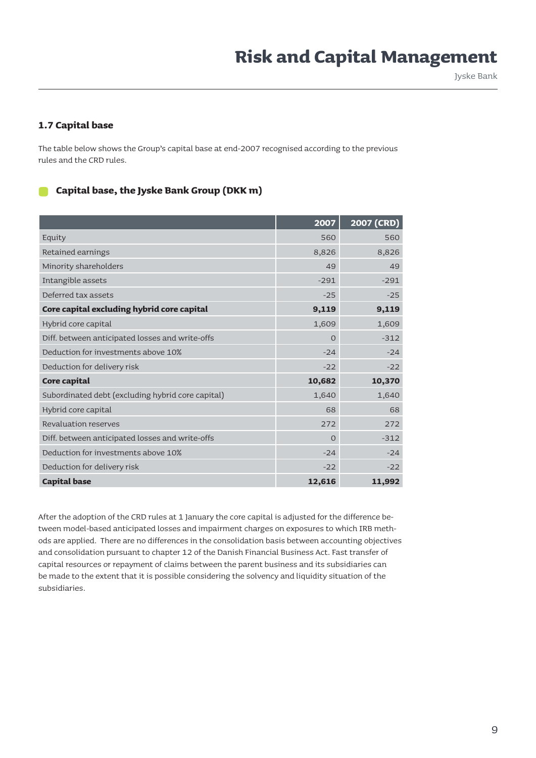### 1.7 Capital base

The table below shows the Group's capital base at end-2007 recognised according to the previous rules and the CRD rules.

#### Capital base, the Jyske Bank Group (DKK m)

| | 2007 | 2007 (CRD) |
|---|---:|---:|
| Equity | 560 | 560 |
| Retained earnings | 8,826 | 8,826 |
| Minority shareholders | 49 | 49 |
| Intangible assets | -291 | -291 |
| Deferred tax assets | -25 | -25 |
| **Core capital excluding hybrid core capital** | **9,119** | **9,119** |
| Hybrid core capital | 1,609 | 1,609 |
| Diff. between anticipated losses and write-offs | 0 | -312 |
| Deduction for investments above 10% | -24 | -24 |
| Deduction for delivery risk | -22 | -22 |
| **Core capital** | **10,682** | **10,370** |
| Subordinated debt (excluding hybrid core capital) | 1,640 | 1,640 |
| Hybrid core capital | 68 | 68 |
| Revaluation reserves | 272 | 272 |
| Diff. between anticipated losses and write-offs | 0 | -312 |
| Deduction for investments above 10% | -24 | -24 |
| Deduction for delivery risk | -22 | -22 |
| **Capital base** | **12,616** | **11,992** |

After the adoption of the CRD rules at 1 January the core capital is adjusted for the difference between model-based anticipated losses and impairment charges on exposures to which IRB methods are applied. There are no differences in the consolidation basis between accounting objectives and consolidation pursuant to chapter 12 of the Danish Financial Business Act. Fast transfer of capital resources or repayment of claims between the parent business and its subsidiaries can be made to the extent that it is possible considering the solvency and liquidity situation of the subsidiaries.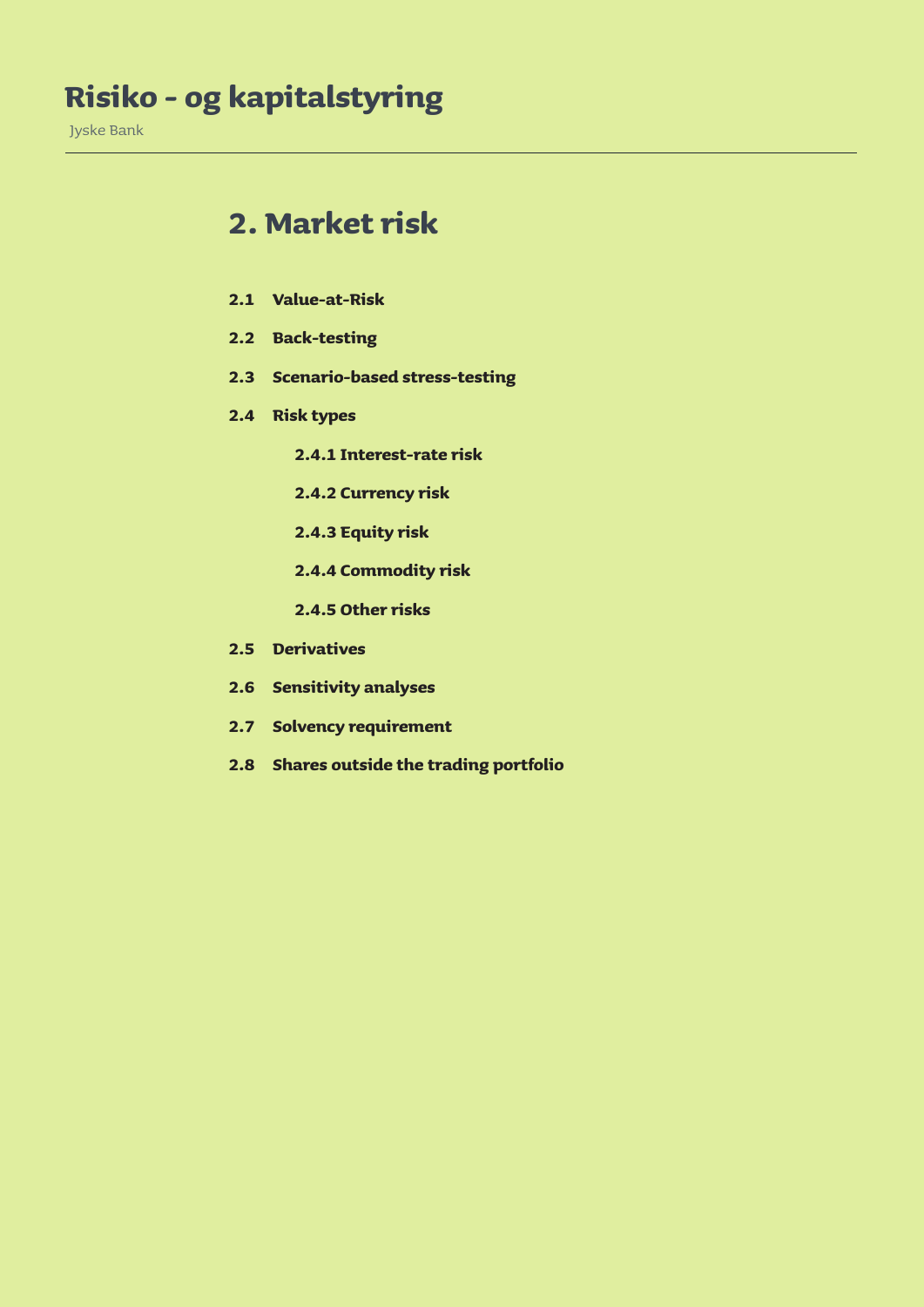# 2. Market risk

**2.1 Value-at-Risk**

**2.2 Back-testing**

**2.3 Scenario-based stress-testing**

**2.4 Risk types**

- **2.4.1 Interest-rate risk**
- **2.4.2 Currency risk**
- **2.4.3 Equity risk**
- **2.4.4 Commodity risk**
- **2.4.5 Other risks**

**2.5 Derivatives**

**2.6 Sensitivity analyses**

**2.7 Solvency requirement**

**2.8 Shares outside the trading portfolio**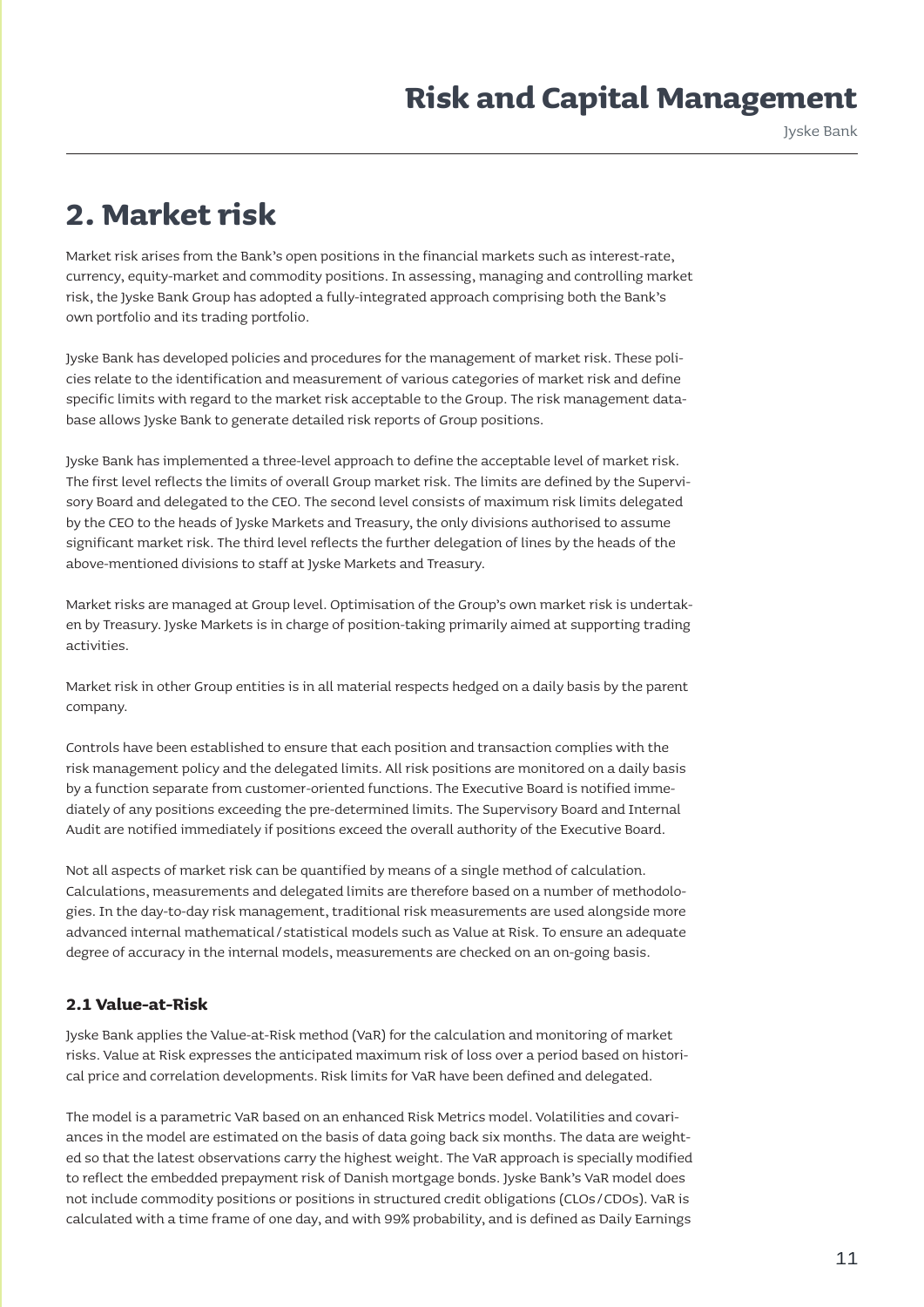# 2. Market risk

Market risk arises from the Bank's open positions in the financial markets such as interest-rate, currency, equity-market and commodity positions. In assessing, managing and controlling market risk, the Jyske Bank Group has adopted a fully-integrated approach comprising both the Bank's own portfolio and its trading portfolio.

Jyske Bank has developed policies and procedures for the management of market risk. These policies relate to the identification and measurement of various categories of market risk and define specific limits with regard to the market risk acceptable to the Group. The risk management database allows Jyske Bank to generate detailed risk reports of Group positions.

Jyske Bank has implemented a three-level approach to define the acceptable level of market risk. The first level reflects the limits of overall Group market risk. The limits are defined by the Supervisory Board and delegated to the CEO. The second level consists of maximum risk limits delegated by the CEO to the heads of Jyske Markets and Treasury, the only divisions authorised to assume significant market risk. The third level reflects the further delegation of lines by the heads of the above-mentioned divisions to staff at Jyske Markets and Treasury.

Market risks are managed at Group level. Optimisation of the Group's own market risk is undertaken by Treasury. Jyske Markets is in charge of position-taking primarily aimed at supporting trading activities.

Market risk in other Group entities is in all material respects hedged on a daily basis by the parent company.

Controls have been established to ensure that each position and transaction complies with the risk management policy and the delegated limits. All risk positions are monitored on a daily basis by a function separate from customer-oriented functions. The Executive Board is notified immediately of any positions exceeding the pre-determined limits. The Supervisory Board and Internal Audit are notified immediately if positions exceed the overall authority of the Executive Board.

Not all aspects of market risk can be quantified by means of a single method of calculation. Calculations, measurements and delegated limits are therefore based on a number of methodologies. In the day-to-day risk management, traditional risk measurements are used alongside more advanced internal mathematical/statistical models such as Value at Risk. To ensure an adequate degree of accuracy in the internal models, measurements are checked on an on-going basis.

### 2.1 Value-at-Risk

Jyske Bank applies the Value-at-Risk method (VaR) for the calculation and monitoring of market risks. Value at Risk expresses the anticipated maximum risk of loss over a period based on historical price and correlation developments. Risk limits for VaR have been defined and delegated.

The model is a parametric VaR based on an enhanced Risk Metrics model. Volatilities and covariances in the model are estimated on the basis of data going back six months. The data are weighted so that the latest observations carry the highest weight. The VaR approach is specially modified to reflect the embedded prepayment risk of Danish mortgage bonds. Jyske Bank's VaR model does not include commodity positions or positions in structured credit obligations (CLOs/CDOs). VaR is calculated with a time frame of one day, and with 99% probability, and is defined as Daily Earnings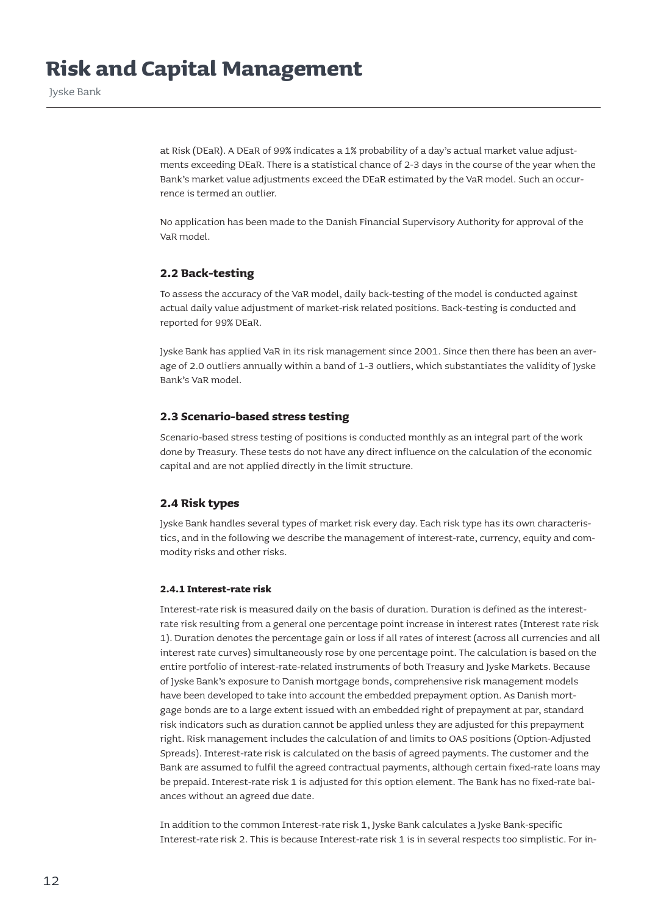at Risk (DEaR). A DEaR of 99% indicates a 1% probability of a day's actual market value adjustments exceeding DEaR. There is a statistical chance of 2-3 days in the course of the year when the Bank's market value adjustments exceed the DEaR estimated by the VaR model. Such an occurrence is termed an outlier.

No application has been made to the Danish Financial Supervisory Authority for approval of the VaR model.

### 2.2 Back-testing

To assess the accuracy of the VaR model, daily back-testing of the model is conducted against actual daily value adjustment of market-risk related positions. Back-testing is conducted and reported for 99% DEaR.

Jyske Bank has applied VaR in its risk management since 2001. Since then there has been an average of 2.0 outliers annually within a band of 1-3 outliers, which substantiates the validity of Jyske Bank's VaR model.

### 2.3 Scenario-based stress testing

Scenario-based stress testing of positions is conducted monthly as an integral part of the work done by Treasury. These tests do not have any direct influence on the calculation of the economic capital and are not applied directly in the limit structure.

### 2.4 Risk types

Jyske Bank handles several types of market risk every day. Each risk type has its own characteristics, and in the following we describe the management of interest-rate, currency, equity and commodity risks and other risks.

#### 2.4.1 Interest-rate risk

Interest-rate risk is measured daily on the basis of duration. Duration is defined as the interest-rate risk resulting from a general one percentage point increase in interest rates (Interest rate risk 1). Duration denotes the percentage gain or loss if all rates of interest (across all currencies and all interest rate curves) simultaneously rose by one percentage point. The calculation is based on the entire portfolio of interest-rate-related instruments of both Treasury and Jyske Markets. Because of Jyske Bank's exposure to Danish mortgage bonds, comprehensive risk management models have been developed to take into account the embedded prepayment option. As Danish mortgage bonds are to a large extent issued with an embedded right of prepayment at par, standard risk indicators such as duration cannot be applied unless they are adjusted for this prepayment right. Risk management includes the calculation of and limits to OAS positions (Option-Adjusted Spreads). Interest-rate risk is calculated on the basis of agreed payments. The customer and the Bank are assumed to fulfil the agreed contractual payments, although certain fixed-rate loans may be prepaid. Interest-rate risk 1 is adjusted for this option element. The Bank has no fixed-rate balances without an agreed due date.

In addition to the common Interest-rate risk 1, Jyske Bank calculates a Jyske Bank-specific Interest-rate risk 2. This is because Interest-rate risk 1 is in several respects too simplistic. For in-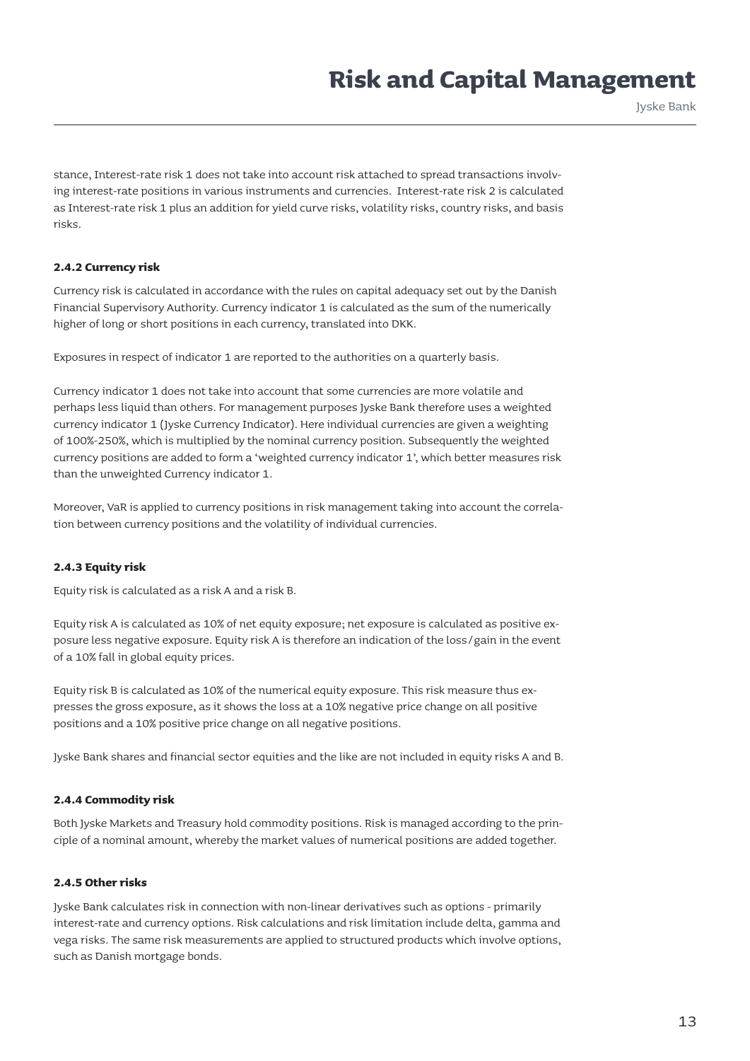stance, Interest-rate risk 1 does not take into account risk attached to spread transactions involving interest-rate positions in various instruments and currencies. Interest-rate risk 2 is calculated as Interest-rate risk 1 plus an addition for yield curve risks, volatility risks, country risks, and basis risks.

#### 2.4.2 Currency risk

Currency risk is calculated in accordance with the rules on capital adequacy set out by the Danish Financial Supervisory Authority. Currency indicator 1 is calculated as the sum of the numerically higher of long or short positions in each currency, translated into DKK.

Exposures in respect of indicator 1 are reported to the authorities on a quarterly basis.

Currency indicator 1 does not take into account that some currencies are more volatile and perhaps less liquid than others. For management purposes Jyske Bank therefore uses a weighted currency indicator 1 (Jyske Currency Indicator). Here individual currencies are given a weighting of 100%-250%, which is multiplied by the nominal currency position. Subsequently the weighted currency positions are added to form a 'weighted currency indicator 1', which better measures risk than the unweighted Currency indicator 1.

Moreover, VaR is applied to currency positions in risk management taking into account the correlation between currency positions and the volatility of individual currencies.

#### 2.4.3 Equity risk

Equity risk is calculated as a risk A and a risk B.

Equity risk A is calculated as 10% of net equity exposure; net exposure is calculated as positive exposure less negative exposure. Equity risk A is therefore an indication of the loss/gain in the event of a 10% fall in global equity prices.

Equity risk B is calculated as 10% of the numerical equity exposure. This risk measure thus expresses the gross exposure, as it shows the loss at a 10% negative price change on all positive positions and a 10% positive price change on all negative positions.

Jyske Bank shares and financial sector equities and the like are not included in equity risks A and B.

#### 2.4.4 Commodity risk

Both Jyske Markets and Treasury hold commodity positions. Risk is managed according to the principle of a nominal amount, whereby the market values of numerical positions are added together.

#### 2.4.5 Other risks

Jyske Bank calculates risk in connection with non-linear derivatives such as options - primarily interest-rate and currency options. Risk calculations and risk limitation include delta, gamma and vega risks. The same risk measurements are applied to structured products which involve options, such as Danish mortgage bonds.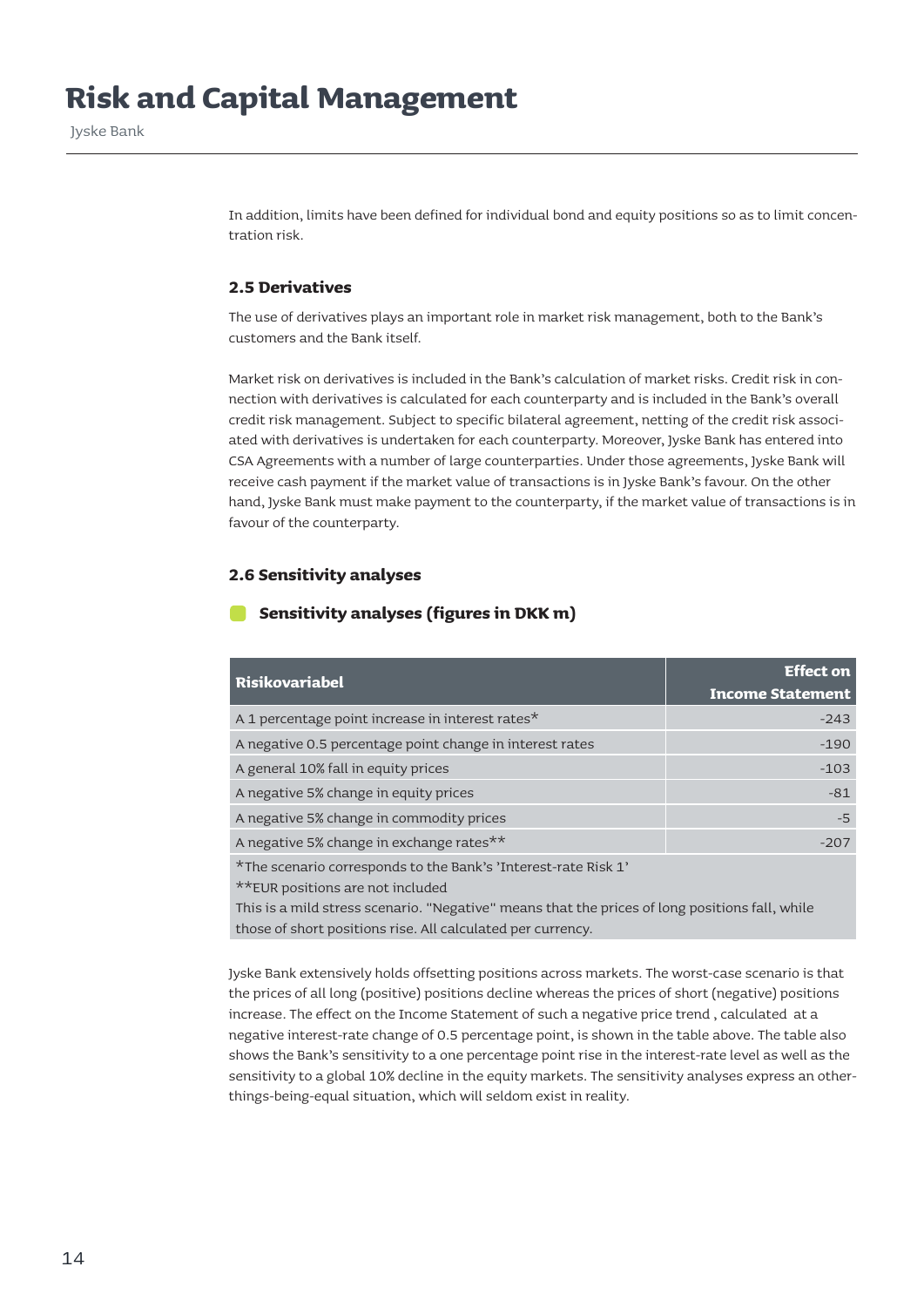In addition, limits have been defined for individual bond and equity positions so as to limit concentration risk.

### 2.5 Derivatives

The use of derivatives plays an important role in market risk management, both to the Bank's customers and the Bank itself.

Market risk on derivatives is included in the Bank's calculation of market risks. Credit risk in connection with derivatives is calculated for each counterparty and is included in the Bank's overall credit risk management. Subject to specific bilateral agreement, netting of the credit risk associated with derivatives is undertaken for each counterparty. Moreover, Jyske Bank has entered into CSA Agreements with a number of large counterparties. Under those agreements, Jyske Bank will receive cash payment if the market value of transactions is in Jyske Bank's favour. On the other hand, Jyske Bank must make payment to the counterparty, if the market value of transactions is in favour of the counterparty.

### 2.6 Sensitivity analyses

**Sensitivity analyses (figures in DKK m)**

| Risikovariabel | Effect on Income Statement |
|---|---:|
| A 1 percentage point increase in interest rates* | -243 |
| A negative 0.5 percentage point change in interest rates | -190 |
| A general 10% fall in equity prices | -103 |
| A negative 5% change in equity prices | -81 |
| A negative 5% change in commodity prices | -5 |
| A negative 5% change in exchange rates** | -207 |

*The scenario corresponds to the Bank's 'Interest-rate Risk 1'
**EUR positions are not included
This is a mild stress scenario. "Negative" means that the prices of long positions fall, while those of short positions rise. All calculated per currency.

Jyske Bank extensively holds offsetting positions across markets. The worst-case scenario is that the prices of all long (positive) positions decline whereas the prices of short (negative) positions increase. The effect on the Income Statement of such a negative price trend , calculated at a negative interest-rate change of 0.5 percentage point, is shown in the table above. The table also shows the Bank's sensitivity to a one percentage point rise in the interest-rate level as well as the sensitivity to a global 10% decline in the equity markets. The sensitivity analyses express an other-things-being-equal situation, which will seldom exist in reality.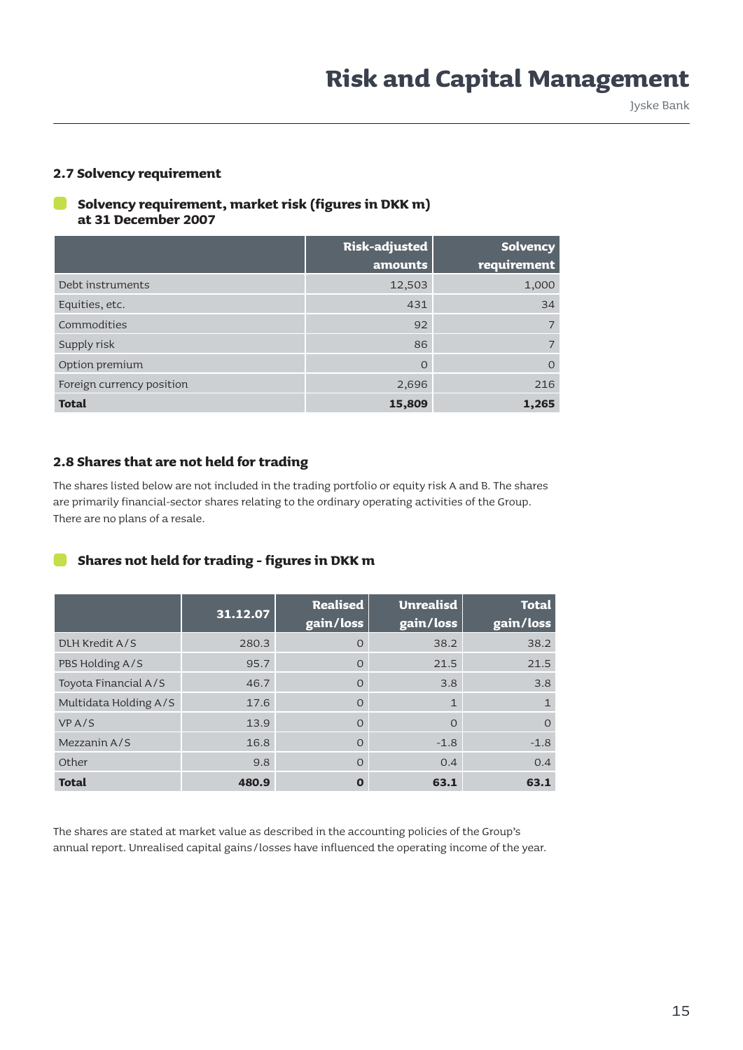### 2.7 Solvency requirement

**Solvency requirement, market risk (figures in DKK m) at 31 December 2007**

| | Risk-adjusted amounts | Solvency requirement |
|---|---|---|
| Debt instruments | 12,503 | 1,000 |
| Equities, etc. | 431 | 34 |
| Commodities | 92 | 7 |
| Supply risk | 86 | 7 |
| Option premium | 0 | 0 |
| Foreign currency position | 2,696 | 216 |
| **Total** | **15,809** | **1,265** |

### 2.8 Shares that are not held for trading

The shares listed below are not included in the trading portfolio or equity risk A and B. The shares are primarily financial-sector shares relating to the ordinary operating activities of the Group. There are no plans of a resale.

**Shares not held for trading - figures in DKK m**

| | 31.12.07 | Realised gain/loss | Unrealisd gain/loss | Total gain/loss |
|---|---|---|---|---|
| DLH Kredit A/S | 280.3 | 0 | 38.2 | 38.2 |
| PBS Holding A/S | 95.7 | 0 | 21.5 | 21.5 |
| Toyota Financial A/S | 46.7 | 0 | 3.8 | 3.8 |
| Multidata Holding A/S | 17.6 | 0 | 1 | 1 |
| VP A/S | 13.9 | 0 | 0 | 0 |
| Mezzanin A/S | 16.8 | 0 | -1.8 | -1.8 |
| Other | 9.8 | 0 | 0.4 | 0.4 |
| **Total** | **480.9** | **0** | **63.1** | **63.1** |

The shares are stated at market value as described in the accounting policies of the Group's annual report. Unrealised capital gains/losses have influenced the operating income of the year.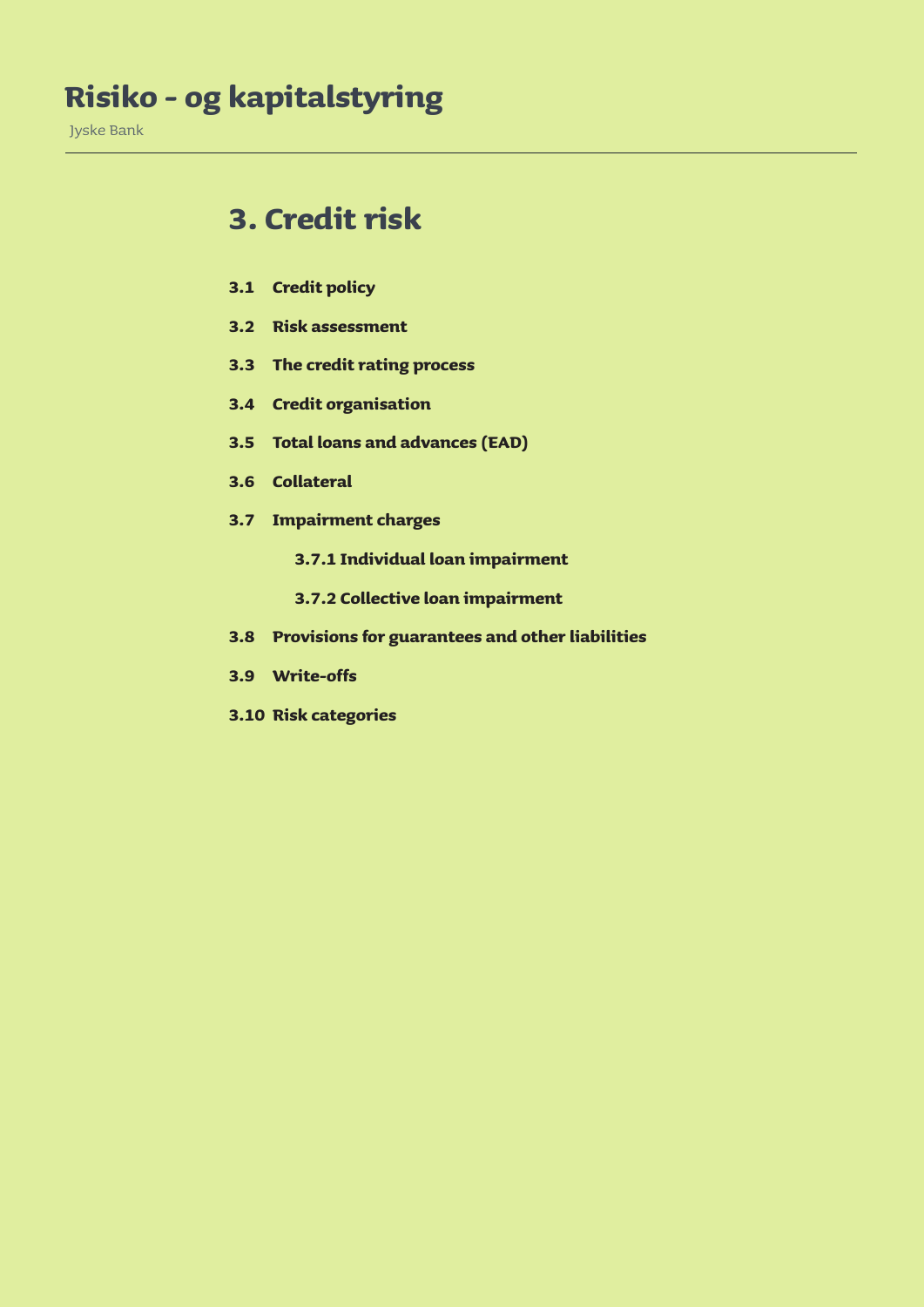# 3. Credit risk

**3.1 Credit policy**

**3.2 Risk assessment**

**3.3 The credit rating process**

**3.4 Credit organisation**

**3.5 Total loans and advances (EAD)**

**3.6 Collateral**

**3.7 Impairment charges**

- **3.7.1 Individual loan impairment**
- **3.7.2 Collective loan impairment**

**3.8 Provisions for guarantees and other liabilities**

**3.9 Write-offs**

**3.10 Risk categories**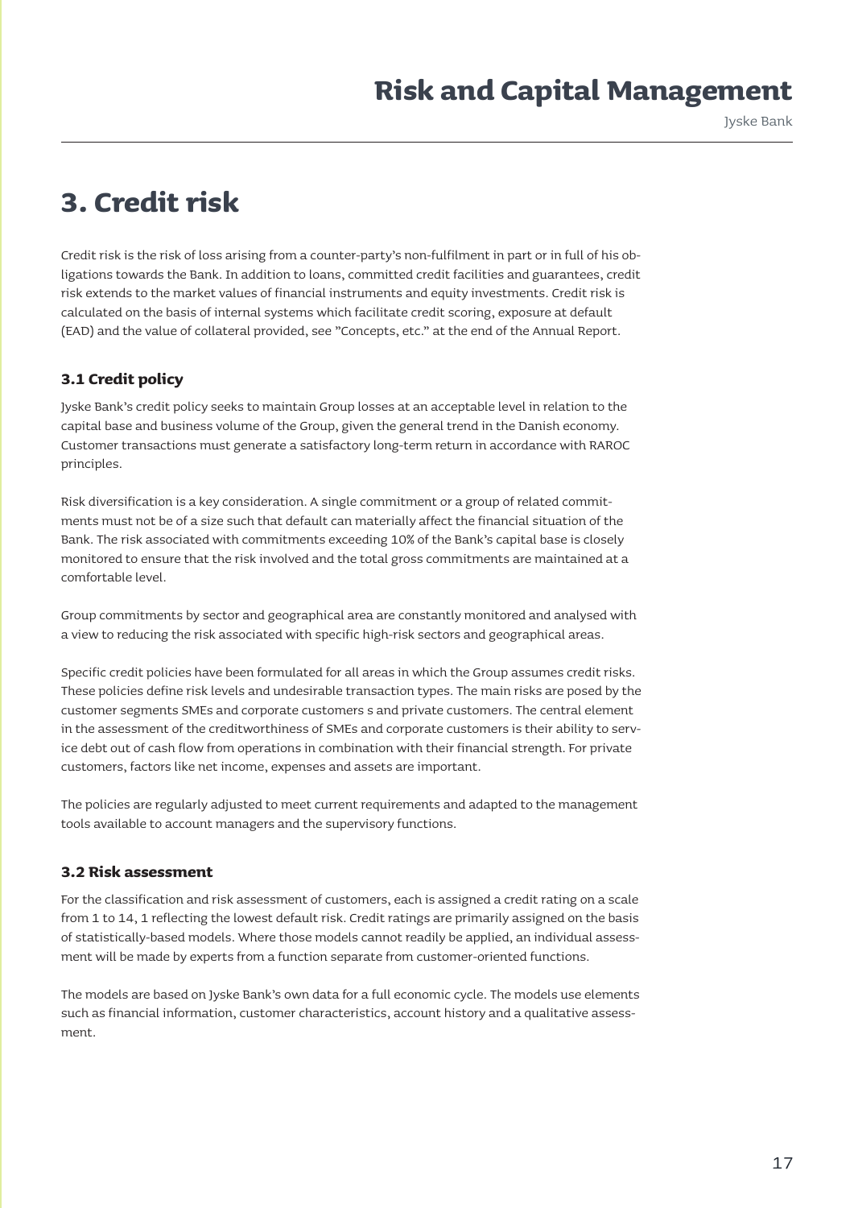# 3. Credit risk

Credit risk is the risk of loss arising from a counter-party's non-fulfilment in part or in full of his obligations towards the Bank. In addition to loans, committed credit facilities and guarantees, credit risk extends to the market values of financial instruments and equity investments. Credit risk is calculated on the basis of internal systems which facilitate credit scoring, exposure at default (EAD) and the value of collateral provided, see "Concepts, etc." at the end of the Annual Report.

### 3.1 Credit policy

Jyske Bank's credit policy seeks to maintain Group losses at an acceptable level in relation to the capital base and business volume of the Group, given the general trend in the Danish economy. Customer transactions must generate a satisfactory long-term return in accordance with RAROC principles.

Risk diversification is a key consideration. A single commitment or a group of related commitments must not be of a size such that default can materially affect the financial situation of the Bank. The risk associated with commitments exceeding 10% of the Bank's capital base is closely monitored to ensure that the risk involved and the total gross commitments are maintained at a comfortable level.

Group commitments by sector and geographical area are constantly monitored and analysed with a view to reducing the risk associated with specific high-risk sectors and geographical areas.

Specific credit policies have been formulated for all areas in which the Group assumes credit risks. These policies define risk levels and undesirable transaction types. The main risks are posed by the customer segments SMEs and corporate customers s and private customers. The central element in the assessment of the creditworthiness of SMEs and corporate customers is their ability to service debt out of cash flow from operations in combination with their financial strength. For private customers, factors like net income, expenses and assets are important.

The policies are regularly adjusted to meet current requirements and adapted to the management tools available to account managers and the supervisory functions.

### 3.2 Risk assessment

For the classification and risk assessment of customers, each is assigned a credit rating on a scale from 1 to 14, 1 reflecting the lowest default risk. Credit ratings are primarily assigned on the basis of statistically-based models. Where those models cannot readily be applied, an individual assessment will be made by experts from a function separate from customer-oriented functions.

The models are based on Jyske Bank's own data for a full economic cycle. The models use elements such as financial information, customer characteristics, account history and a qualitative assessment.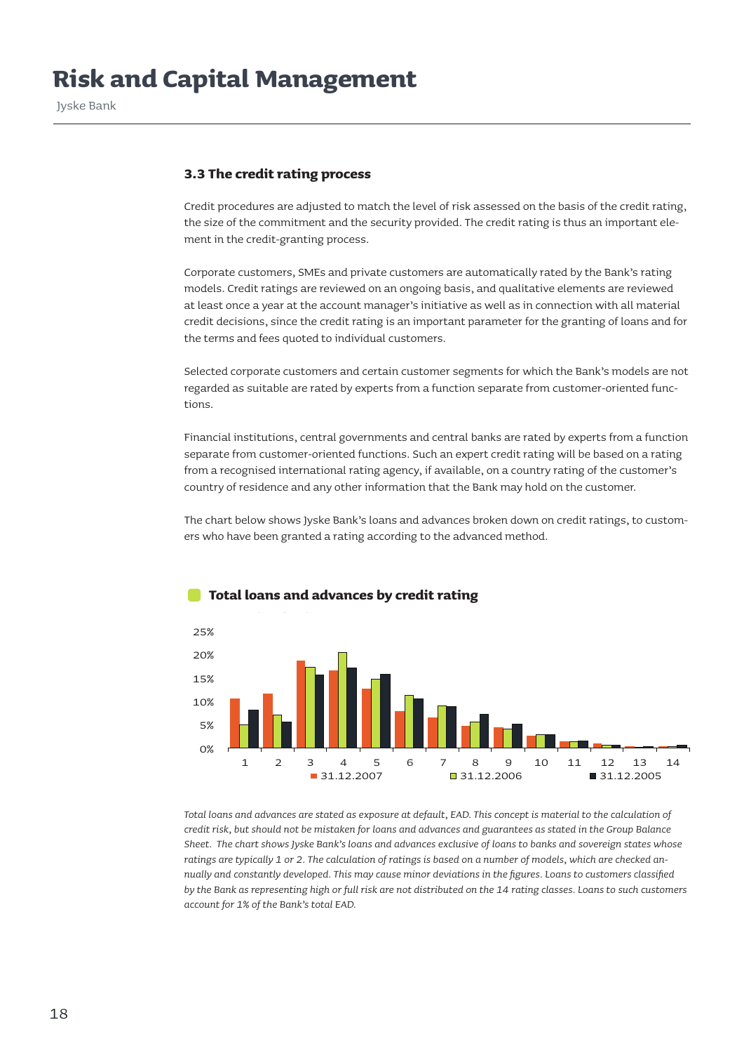### 3.3 The credit rating process

Credit procedures are adjusted to match the level of risk assessed on the basis of the credit rating, the size of the commitment and the security provided. The credit rating is thus an important element in the credit-granting process.

Corporate customers, SMEs and private customers are automatically rated by the Bank's rating models. Credit ratings are reviewed on an ongoing basis, and qualitative elements are reviewed at least once a year at the account manager's initiative as well as in connection with all material credit decisions, since the credit rating is an important parameter for the granting of loans and for the terms and fees quoted to individual customers.

Selected corporate customers and certain customer segments for which the Bank's models are not regarded as suitable are rated by experts from a function separate from customer-oriented functions.

Financial institutions, central governments and central banks are rated by experts from a function separate from customer-oriented functions. Such an expert credit rating will be based on a rating from a recognised international rating agency, if available, on a country rating of the customer's country of residence and any other information that the Bank may hold on the customer.

The chart below shows Jyske Bank's loans and advances broken down on credit ratings, to customers who have been granted a rating according to the advanced method.

**Total loans and advances by credit rating**

25%
20%
15%
10%
5%
0%

1 2 3 4 5 6 7 8 9 10 11 12 13 14

■ 31.12.2007 ■ 31.12.2006 ■ 31.12.2005

*Total loans and advances are stated as exposure at default, EAD. This concept is material to the calculation of credit risk, but should not be mistaken for loans and advances and guarantees as stated in the Group Balance Sheet. The chart shows Jyske Bank's loans and advances exclusive of loans to banks and sovereign states whose ratings are typically 1 or 2. The calculation of ratings is based on a number of models, which are checked annually and constantly developed. This may cause minor deviations in the figures. Loans to customers classified by the Bank as representing high or full risk are not distributed on the 14 rating classes. Loans to such customers account for 1% of the Bank's total EAD.*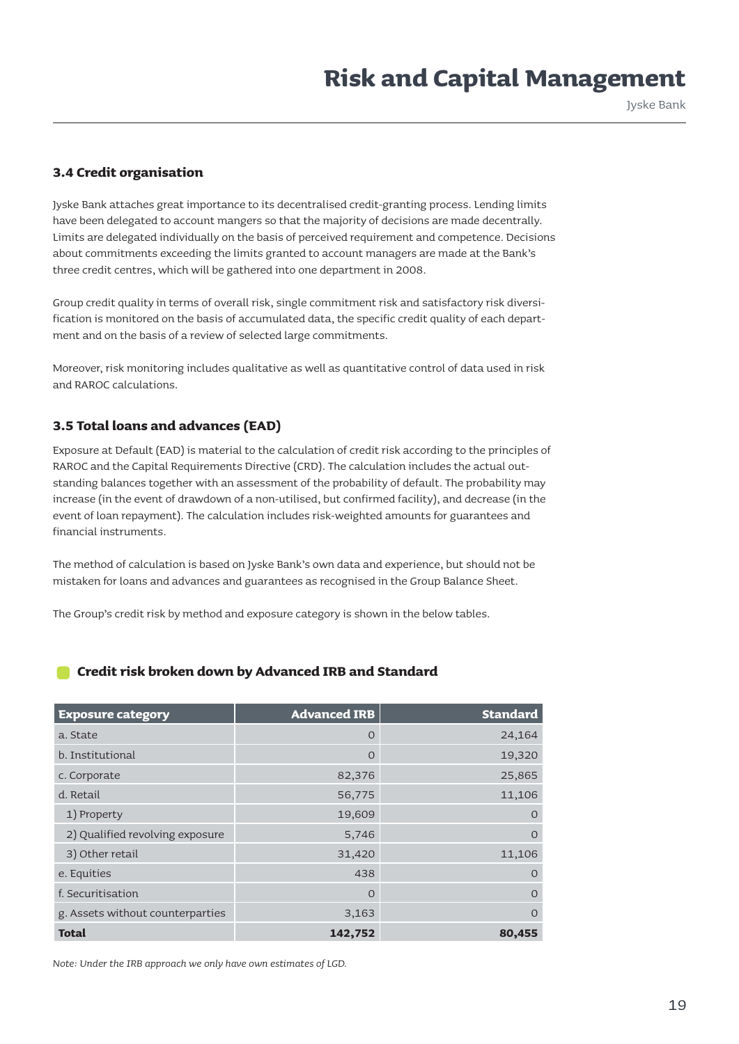### 3.4 Credit organisation

Jyske Bank attaches great importance to its decentralised credit-granting process. Lending limits have been delegated to account mangers so that the majority of decisions are made decentrally. Limits are delegated individually on the basis of perceived requirement and competence. Decisions about commitments exceeding the limits granted to account managers are made at the Bank's three credit centres, which will be gathered into one department in 2008.

Group credit quality in terms of overall risk, single commitment risk and satisfactory risk diversification is monitored on the basis of accumulated data, the specific credit quality of each department and on the basis of a review of selected large commitments.

Moreover, risk monitoring includes qualitative as well as quantitative control of data used in risk and RAROC calculations.

### 3.5 Total loans and advances (EAD)

Exposure at Default (EAD) is material to the calculation of credit risk according to the principles of RAROC and the Capital Requirements Directive (CRD). The calculation includes the actual outstanding balances together with an assessment of the probability of default. The probability may increase (in the event of drawdown of a non-utilised, but confirmed facility), and decrease (in the event of loan repayment). The calculation includes risk-weighted amounts for guarantees and financial instruments.

The method of calculation is based on Jyske Bank's own data and experience, but should not be mistaken for loans and advances and guarantees as recognised in the Group Balance Sheet.

The Group's credit risk by method and exposure category is shown in the below tables.

#### Credit risk broken down by Advanced IRB and Standard

| Exposure category | Advanced IRB | Standard |
|---|---|---|
| a. State | 0 | 24,164 |
| b. Institutional | 0 | 19,320 |
| c. Corporate | 82,376 | 25,865 |
| d. Retail | 56,775 | 11,106 |
| 1) Property | 19,609 | 0 |
| 2) Qualified revolving exposure | 5,746 | 0 |
| 3) Other retail | 31,420 | 11,106 |
| e. Equities | 438 | 0 |
| f. Securitisation | 0 | 0 |
| g. Assets without counterparties | 3,163 | 0 |
| **Total** | **142,752** | **80,455** |

*Note: Under the IRB approach we only have own estimates of LGD.*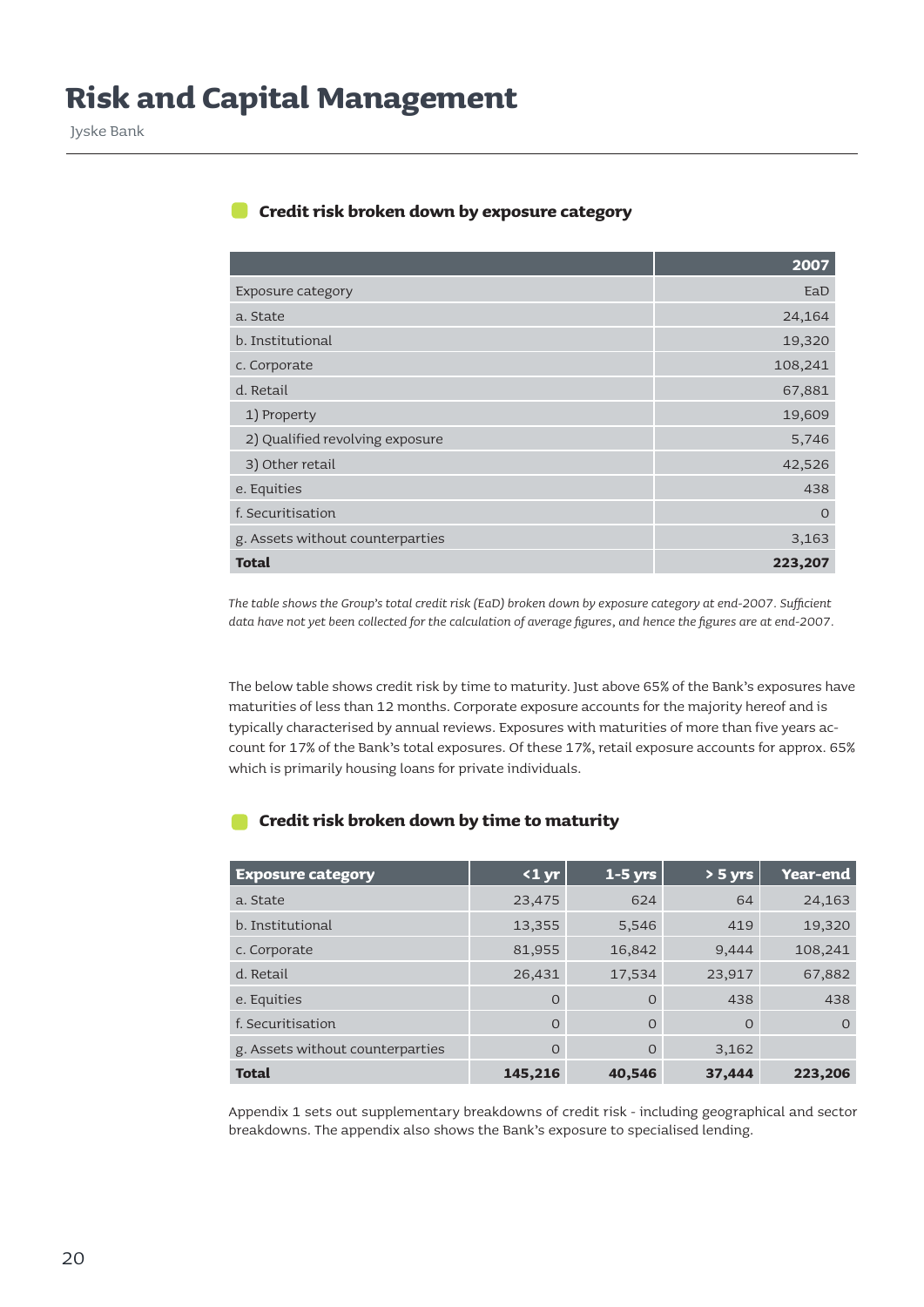# Risk and Capital Management

Jyske Bank

### Credit risk broken down by exposure category

| | 2007 |
|---|---:|
| Exposure category | EaD |
| a. State | 24,164 |
| b. Institutional | 19,320 |
| c. Corporate | 108,241 |
| d. Retail | 67,881 |
| 1) Property | 19,609 |
| 2) Qualified revolving exposure | 5,746 |
| 3) Other retail | 42,526 |
| e. Equities | 438 |
| f. Securitisation | 0 |
| g. Assets without counterparties | 3,163 |
| **Total** | **223,207** |

*The table shows the Group's total credit risk (EaD) broken down by exposure category at end-2007. Sufficient data have not yet been collected for the calculation of average figures, and hence the figures are at end-2007.*

The below table shows credit risk by time to maturity. Just above 65% of the Bank's exposures have maturities of less than 12 months. Corporate exposure accounts for the majority hereof and is typically characterised by annual reviews. Exposures with maturities of more than five years account for 17% of the Bank's total exposures. Of these 17%, retail exposure accounts for approx. 65% which is primarily housing loans for private individuals.

### Credit risk broken down by time to maturity

| Exposure category | <1 yr | 1-5 yrs | > 5 yrs | Year-end |
|---|---:|---:|---:|---:|
| a. State | 23,475 | 624 | 64 | 24,163 |
| b. Institutional | 13,355 | 5,546 | 419 | 19,320 |
| c. Corporate | 81,955 | 16,842 | 9,444 | 108,241 |
| d. Retail | 26,431 | 17,534 | 23,917 | 67,882 |
| e. Equities | 0 | 0 | 438 | 438 |
| f. Securitisation | 0 | 0 | 0 | 0 |
| g. Assets without counterparties | 0 | 0 | 3,162 | |
| **Total** | **145,216** | **40,546** | **37,444** | **223,206** |

Appendix 1 sets out supplementary breakdowns of credit risk - including geographical and sector breakdowns. The appendix also shows the Bank's exposure to specialised lending.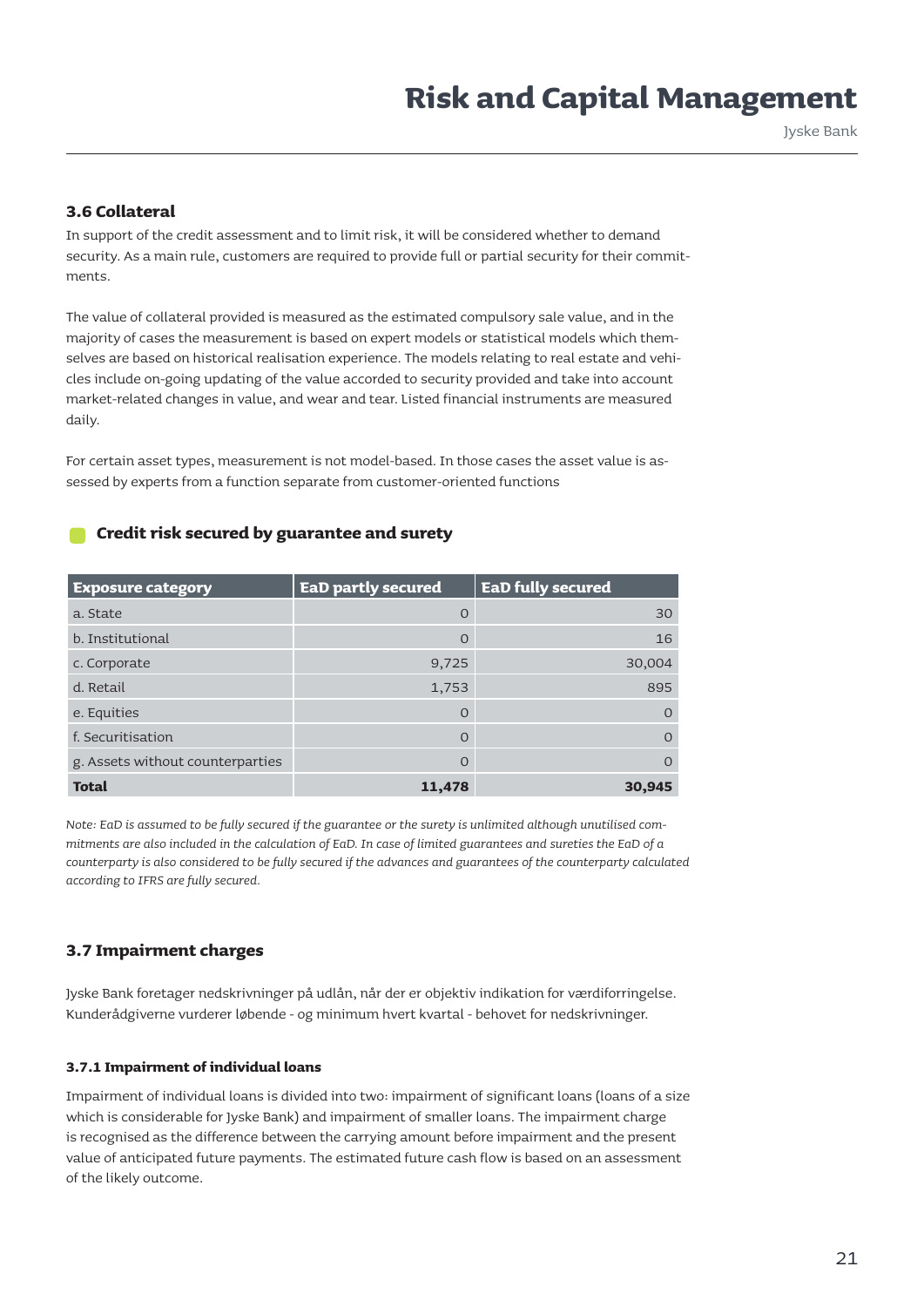### 3.6 Collateral

In support of the credit assessment and to limit risk, it will be considered whether to demand security. As a main rule, customers are required to provide full or partial security for their commitments.

The value of collateral provided is measured as the estimated compulsory sale value, and in the majority of cases the measurement is based on expert models or statistical models which themselves are based on historical realisation experience. The models relating to real estate and vehicles include on-going updating of the value accorded to security provided and take into account market-related changes in value, and wear and tear. Listed financial instruments are measured daily.

For certain asset types, measurement is not model-based. In those cases the asset value is assessed by experts from a function separate from customer-oriented functions

#### Credit risk secured by guarantee and surety

| Exposure category | EaD partly secured | EaD fully secured |
|---|---|---|
| a. State | 0 | 30 |
| b. Institutional | 0 | 16 |
| c. Corporate | 9,725 | 30,004 |
| d. Retail | 1,753 | 895 |
| e. Equities | 0 | 0 |
| f. Securitisation | 0 | 0 |
| g. Assets without counterparties | 0 | 0 |
| **Total** | **11,478** | **30,945** |

*Note: EaD is assumed to be fully secured if the guarantee or the surety is unlimited although unutilised commitments are also included in the calculation of EaD. In case of limited guarantees and sureties the EaD of a counterparty is also considered to be fully secured if the advances and guarantees of the counterparty calculated according to IFRS are fully secured.*

### 3.7 Impairment charges

Jyske Bank foretager nedskrivninger på udlån, når der er objektiv indikation for værdiforringelse. Kunderådgiverne vurderer løbende - og minimum hvert kvartal - behovet for nedskrivninger.

#### 3.7.1 Impairment of individual loans

Impairment of individual loans is divided into two: impairment of significant loans (loans of a size which is considerable for Jyske Bank) and impairment of smaller loans. The impairment charge is recognised as the difference between the carrying amount before impairment and the present value of anticipated future payments. The estimated future cash flow is based on an assessment of the likely outcome.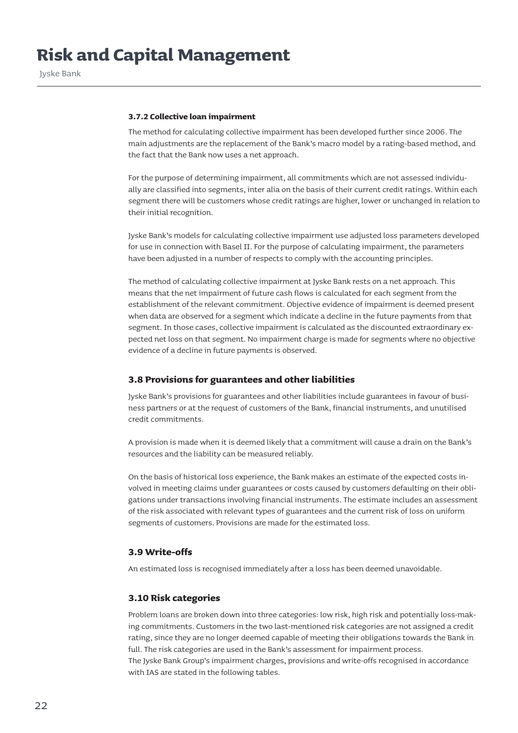### 3.7.2 Collective loan impairment

The method for calculating collective impairment has been developed further since 2006. The main adjustments are the replacement of the Bank's macro model by a rating-based method, and the fact that the Bank now uses a net approach.

For the purpose of determining impairment, all commitments which are not assessed individually are classified into segments, inter alia on the basis of their current credit ratings. Within each segment there will be customers whose credit ratings are higher, lower or unchanged in relation to their initial recognition.

Jyske Bank's models for calculating collective impairment use adjusted loss parameters developed for use in connection with Basel II. For the purpose of calculating impairment, the parameters have been adjusted in a number of respects to comply with the accounting principles.

The method of calculating collective impairment at Jyske Bank rests on a net approach. This means that the net impairment of future cash flows is calculated for each segment from the establishment of the relevant commitment. Objective evidence of impairment is deemed present when data are observed for a segment which indicate a decline in the future payments from that segment. In those cases, collective impairment is calculated as the discounted extraordinary expected net loss on that segment. No impairment charge is made for segments where no objective evidence of a decline in future payments is observed.

## 3.8 Provisions for guarantees and other liabilities

Jyske Bank's provisions for guarantees and other liabilities include guarantees in favour of business partners or at the request of customers of the Bank, financial instruments, and unutilised credit commitments.

A provision is made when it is deemed likely that a commitment will cause a drain on the Bank's resources and the liability can be measured reliably.

On the basis of historical loss experience, the Bank makes an estimate of the expected costs involved in meeting claims under guarantees or costs caused by customers defaulting on their obligations under transactions involving financial instruments. The estimate includes an assessment of the risk associated with relevant types of guarantees and the current risk of loss on uniform segments of customers. Provisions are made for the estimated loss.

## 3.9 Write-offs

An estimated loss is recognised immediately after a loss has been deemed unavoidable.

## 3.10 Risk categories

Problem loans are broken down into three categories: low risk, high risk and potentially loss-making commitments. Customers in the two last-mentioned risk categories are not assigned a credit rating, since they are no longer deemed capable of meeting their obligations towards the Bank in full. The risk categories are used in the Bank's assessment for impairment process.
The Jyske Bank Group's impairment charges, provisions and write-offs recognised in accordance with IAS are stated in the following tables.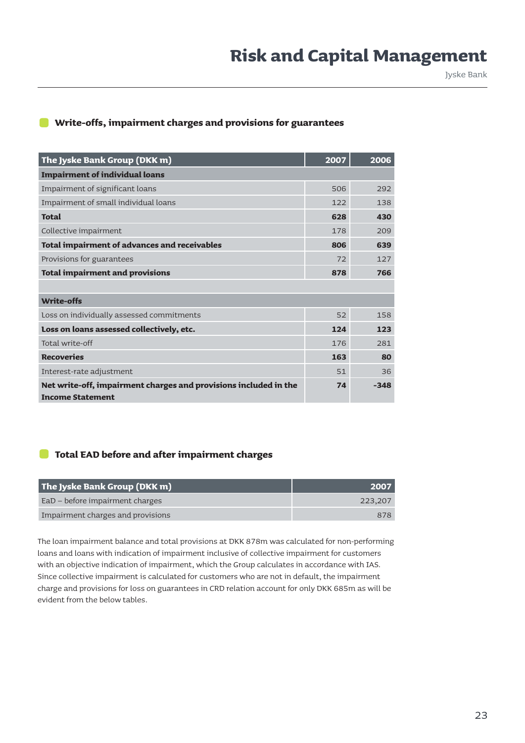## Write-offs, impairment charges and provisions for guarantees

| The Jyske Bank Group (DKK m) | 2007 | 2006 |
|---|---|---|
| **Impairment of individual loans** | | |
| Impairment of significant loans | 506 | 292 |
| Impairment of small individual loans | 122 | 138 |
| **Total** | **628** | **430** |
| Collective impairment | 178 | 209 |
| **Total impairment of advances and receivables** | **806** | **639** |
| Provisions for guarantees | 72 | 127 |
| **Total impairment and provisions** | **878** | **766** |
| | | |
| **Write-offs** | | |
| Loss on individually assessed commitments | 52 | 158 |
| **Loss on loans assessed collectively, etc.** | **124** | **123** |
| Total write-off | 176 | 281 |
| **Recoveries** | **163** | **80** |
| Interest-rate adjustment | 51 | 36 |
| **Net write-off, impairment charges and provisions included in the Income Statement** | **74** | **-348** |

## Total EAD before and after impairment charges

| The Jyske Bank Group (DKK m) | 2007 |
|---|---|
| EaD – before impairment charges | 223,207 |
| Impairment charges and provisions | 878 |

The loan impairment balance and total provisions at DKK 878m was calculated for non-performing loans and loans with indication of impairment inclusive of collective impairment for customers with an objective indication of impairment, which the Group calculates in accordance with IAS. Since collective impairment is calculated for customers who are not in default, the impairment charge and provisions for loss on guarantees in CRD relation account for only DKK 685m as will be evident from the below tables.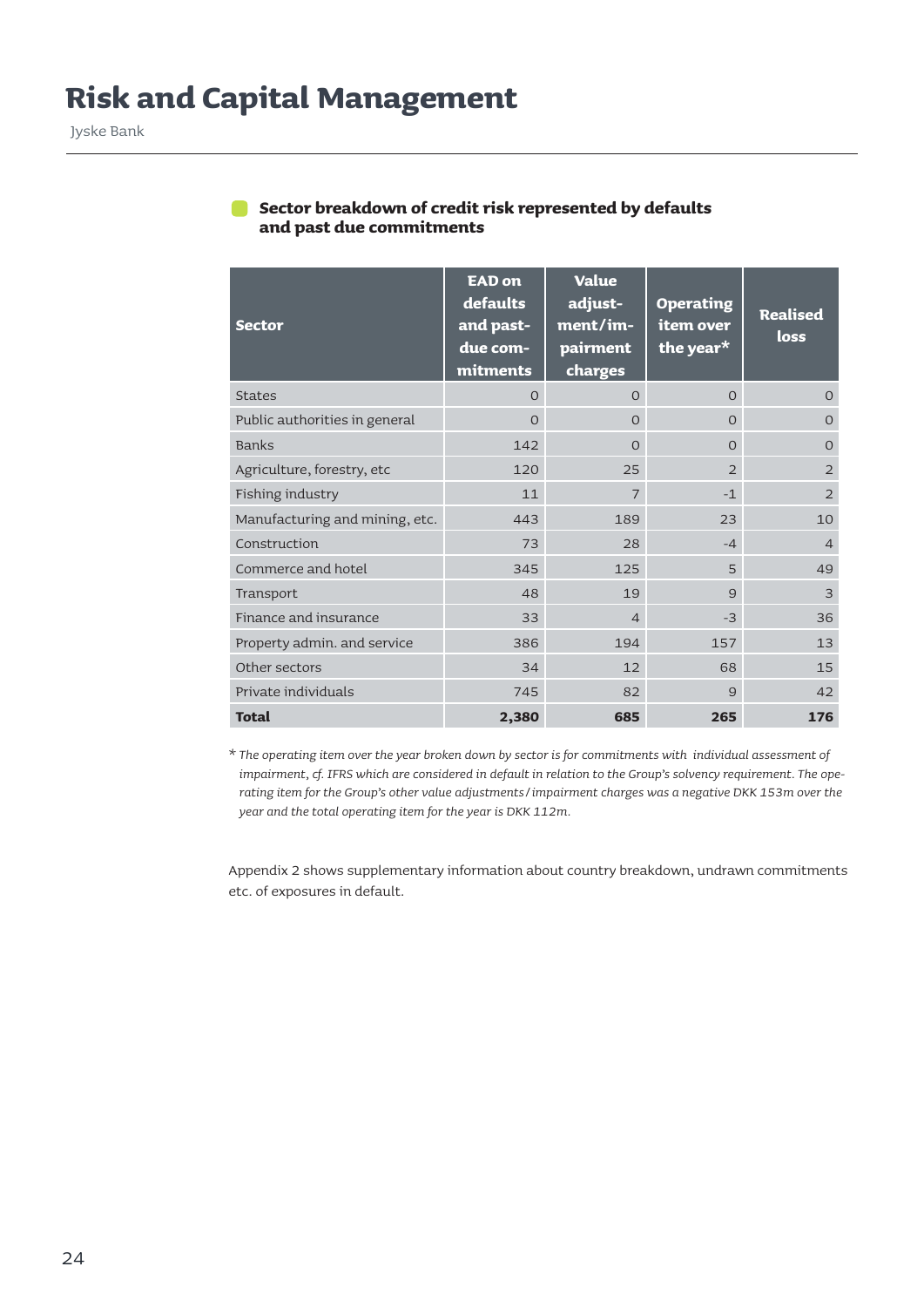### Sector breakdown of credit risk represented by defaults and past due commitments

| Sector | EAD on defaults and past-due commitments | Value adjustment/impairment charges | Operating item over the year* | Realised loss |
|---|---|---|---|---|
| States | 0 | 0 | 0 | 0 |
| Public authorities in general | 0 | 0 | 0 | 0 |
| Banks | 142 | 0 | 0 | 0 |
| Agriculture, forestry, etc | 120 | 25 | 2 | 2 |
| Fishing industry | 11 | 7 | -1 | 2 |
| Manufacturing and mining, etc. | 443 | 189 | 23 | 10 |
| Construction | 73 | 28 | -4 | 4 |
| Commerce and hotel | 345 | 125 | 5 | 49 |
| Transport | 48 | 19 | 9 | 3 |
| Finance and insurance | 33 | 4 | -3 | 36 |
| Property admin. and service | 386 | 194 | 157 | 13 |
| Other sectors | 34 | 12 | 68 | 15 |
| Private individuals | 745 | 82 | 9 | 42 |
| **Total** | **2,380** | **685** | **265** | **176** |

\* *The operating item over the year broken down by sector is for commitments with individual assessment of impairment, cf. IFRS which are considered in default in relation to the Group's solvency requirement. The operating item for the Group's other value adjustments/impairment charges was a negative DKK 153m over the year and the total operating item for the year is DKK 112m.*

Appendix 2 shows supplementary information about country breakdown, undrawn commitments etc. of exposures in default.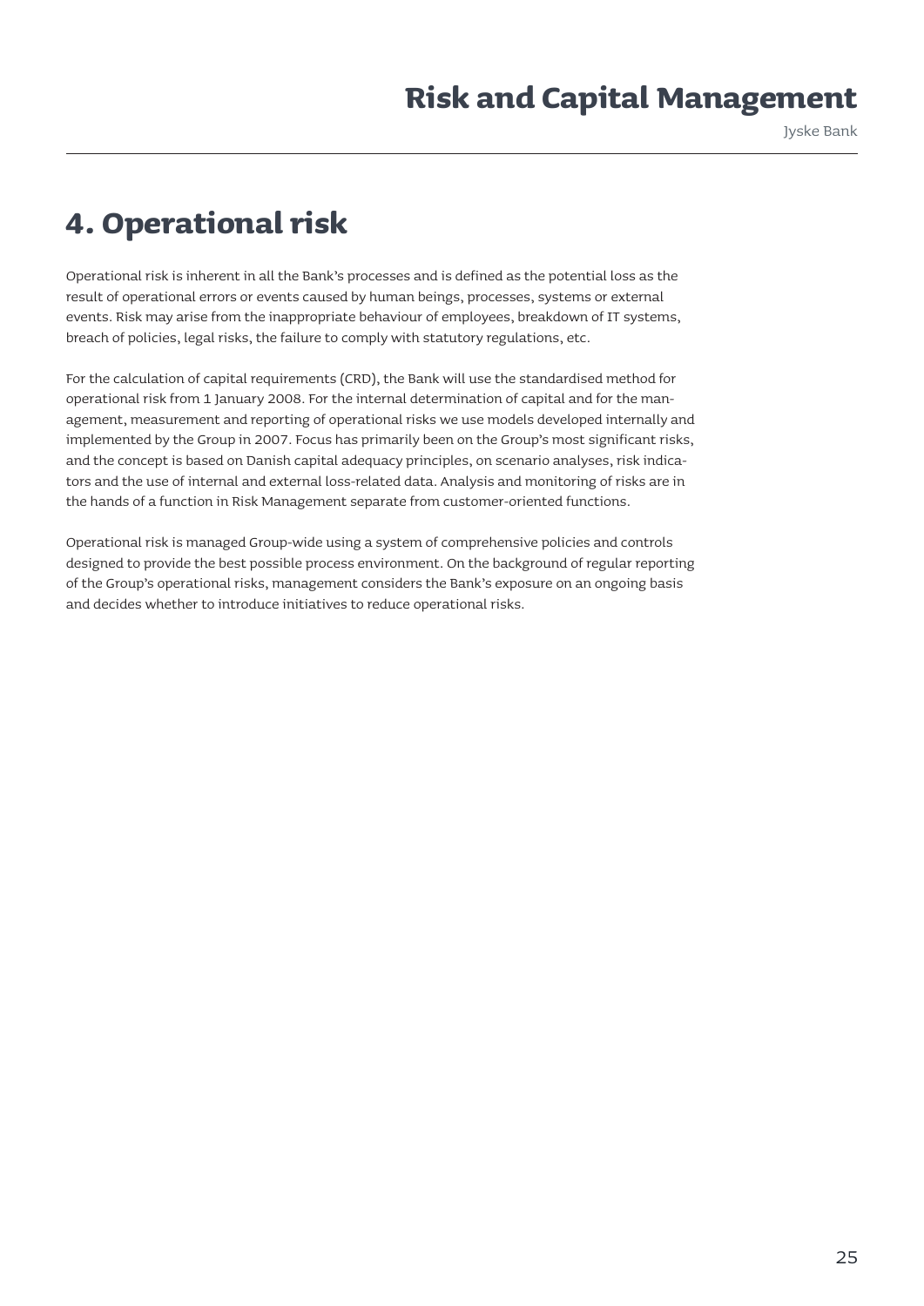# 4. Operational risk

Operational risk is inherent in all the Bank's processes and is defined as the potential loss as the result of operational errors or events caused by human beings, processes, systems or external events. Risk may arise from the inappropriate behaviour of employees, breakdown of IT systems, breach of policies, legal risks, the failure to comply with statutory regulations, etc.

For the calculation of capital requirements (CRD), the Bank will use the standardised method for operational risk from 1 January 2008. For the internal determination of capital and for the management, measurement and reporting of operational risks we use models developed internally and implemented by the Group in 2007. Focus has primarily been on the Group's most significant risks, and the concept is based on Danish capital adequacy principles, on scenario analyses, risk indicators and the use of internal and external loss-related data. Analysis and monitoring of risks are in the hands of a function in Risk Management separate from customer-oriented functions.

Operational risk is managed Group-wide using a system of comprehensive policies and controls designed to provide the best possible process environment. On the background of regular reporting of the Group's operational risks, management considers the Bank's exposure on an ongoing basis and decides whether to introduce initiatives to reduce operational risks.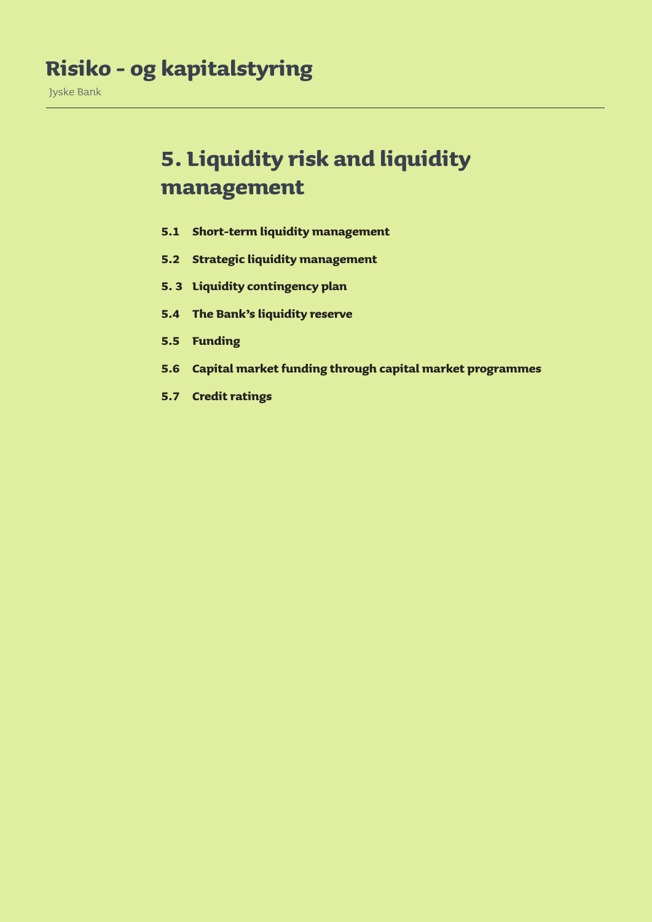# 5. Liquidity risk and liquidity management

**5.1 Short-term liquidity management**

**5.2 Strategic liquidity management**

**5. 3 Liquidity contingency plan**

**5.4 The Bank's liquidity reserve**

**5.5 Funding**

**5.6 Capital market funding through capital market programmes**

**5.7 Credit ratings**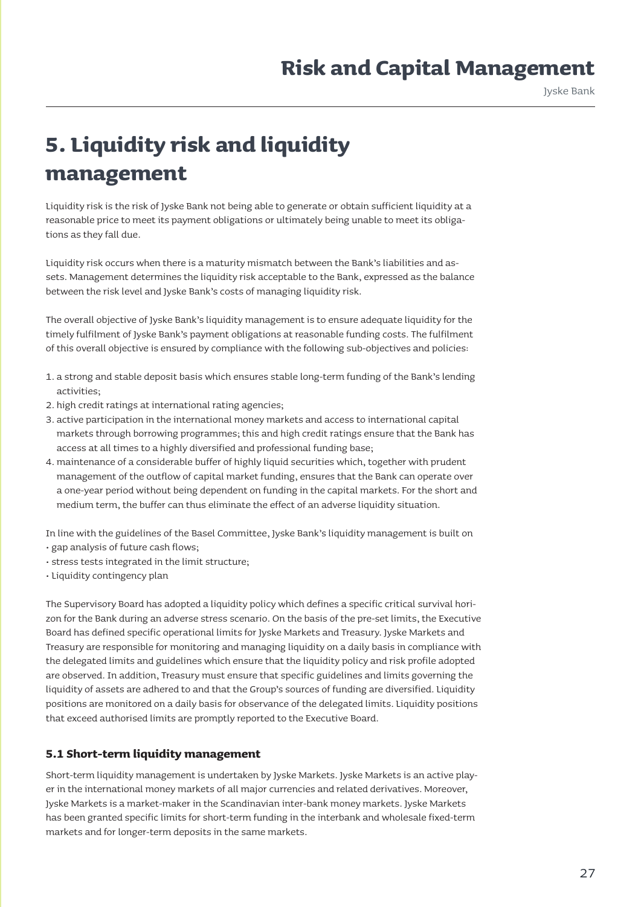# 5. Liquidity risk and liquidity management

Liquidity risk is the risk of Jyske Bank not being able to generate or obtain sufficient liquidity at a reasonable price to meet its payment obligations or ultimately being unable to meet its obligations as they fall due.

Liquidity risk occurs when there is a maturity mismatch between the Bank's liabilities and assets. Management determines the liquidity risk acceptable to the Bank, expressed as the balance between the risk level and Jyske Bank's costs of managing liquidity risk.

The overall objective of Jyske Bank's liquidity management is to ensure adequate liquidity for the timely fulfilment of Jyske Bank's payment obligations at reasonable funding costs. The fulfilment of this overall objective is ensured by compliance with the following sub-objectives and policies:

1. a strong and stable deposit basis which ensures stable long-term funding of the Bank's lending activities;
2. high credit ratings at international rating agencies;
3. active participation in the international money markets and access to international capital markets through borrowing programmes; this and high credit ratings ensure that the Bank has access at all times to a highly diversified and professional funding base;
4. maintenance of a considerable buffer of highly liquid securities which, together with prudent management of the outflow of capital market funding, ensures that the Bank can operate over a one-year period without being dependent on funding in the capital markets. For the short and medium term, the buffer can thus eliminate the effect of an adverse liquidity situation.

In line with the guidelines of the Basel Committee, Jyske Bank's liquidity management is built on

- gap analysis of future cash flows;
- stress tests integrated in the limit structure;
- Liquidity contingency plan

The Supervisory Board has adopted a liquidity policy which defines a specific critical survival horizon for the Bank during an adverse stress scenario. On the basis of the pre-set limits, the Executive Board has defined specific operational limits for Jyske Markets and Treasury. Jyske Markets and Treasury are responsible for monitoring and managing liquidity on a daily basis in compliance with the delegated limits and guidelines which ensure that the liquidity policy and risk profile adopted are observed. In addition, Treasury must ensure that specific guidelines and limits governing the liquidity of assets are adhered to and that the Group's sources of funding are diversified. Liquidity positions are monitored on a daily basis for observance of the delegated limits. Liquidity positions that exceed authorised limits are promptly reported to the Executive Board.

### 5.1 Short-term liquidity management

Short-term liquidity management is undertaken by Jyske Markets. Jyske Markets is an active player in the international money markets of all major currencies and related derivatives. Moreover, Jyske Markets is a market-maker in the Scandinavian inter-bank money markets. Jyske Markets has been granted specific limits for short-term funding in the interbank and wholesale fixed-term markets and for longer-term deposits in the same markets.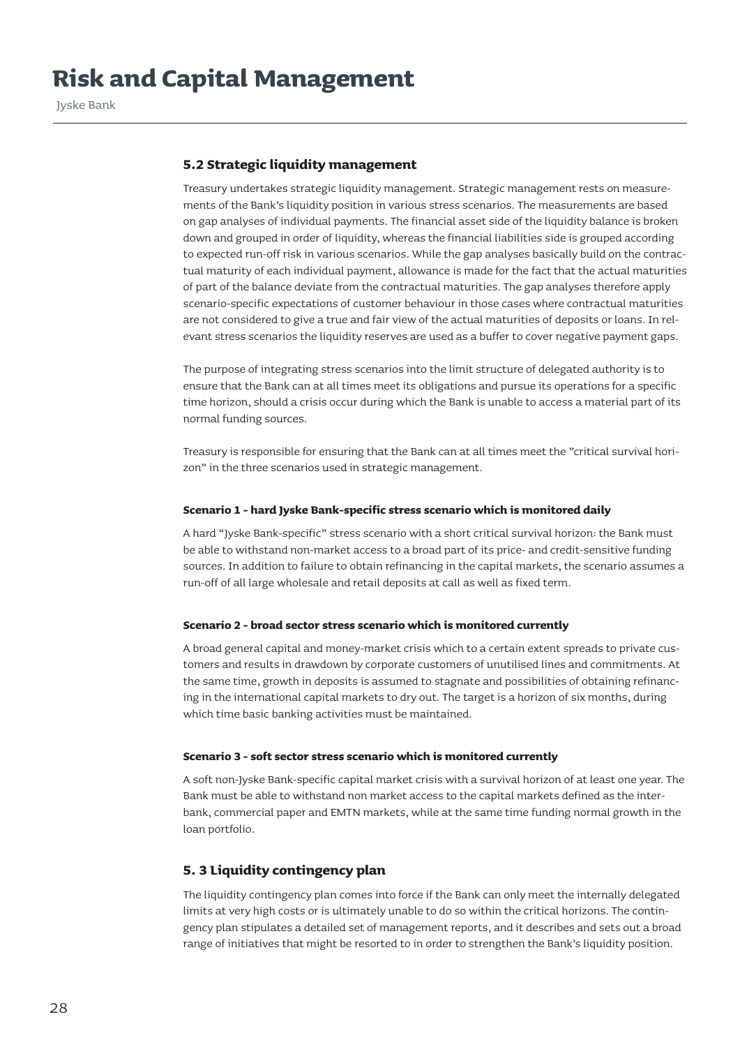## 5.2 Strategic liquidity management

Treasury undertakes strategic liquidity management. Strategic management rests on measurements of the Bank's liquidity position in various stress scenarios. The measurements are based on gap analyses of individual payments. The financial asset side of the liquidity balance is broken down and grouped in order of liquidity, whereas the financial liabilities side is grouped according to expected run-off risk in various scenarios. While the gap analyses basically build on the contractual maturity of each individual payment, allowance is made for the fact that the actual maturities of part of the balance deviate from the contractual maturities. The gap analyses therefore apply scenario-specific expectations of customer behaviour in those cases where contractual maturities are not considered to give a true and fair view of the actual maturities of deposits or loans. In relevant stress scenarios the liquidity reserves are used as a buffer to cover negative payment gaps.

The purpose of integrating stress scenarios into the limit structure of delegated authority is to ensure that the Bank can at all times meet its obligations and pursue its operations for a specific time horizon, should a crisis occur during which the Bank is unable to access a material part of its normal funding sources.

Treasury is responsible for ensuring that the Bank can at all times meet the "critical survival horizon" in the three scenarios used in strategic management.

#### Scenario 1 - hard Jyske Bank-specific stress scenario which is monitored daily

A hard "Jyske Bank-specific" stress scenario with a short critical survival horizon: the Bank must be able to withstand non-market access to a broad part of its price- and credit-sensitive funding sources. In addition to failure to obtain refinancing in the capital markets, the scenario assumes a run-off of all large wholesale and retail deposits at call as well as fixed term.

#### Scenario 2 - broad sector stress scenario which is monitored currently

A broad general capital and money-market crisis which to a certain extent spreads to private customers and results in drawdown by corporate customers of unutilised lines and commitments. At the same time, growth in deposits is assumed to stagnate and possibilities of obtaining refinancing in the international capital markets to dry out. The target is a horizon of six months, during which time basic banking activities must be maintained.

#### Scenario 3 - soft sector stress scenario which is monitored currently

A soft non-Jyske Bank-specific capital market crisis with a survival horizon of at least one year. The Bank must be able to withstand non market access to the capital markets defined as the inter-bank, commercial paper and EMTN markets, while at the same time funding normal growth in the loan portfolio.

## 5. 3 Liquidity contingency plan

The liquidity contingency plan comes into force if the Bank can only meet the internally delegated limits at very high costs or is ultimately unable to do so within the critical horizons. The contingency plan stipulates a detailed set of management reports, and it describes and sets out a broad range of initiatives that might be resorted to in order to strengthen the Bank's liquidity position.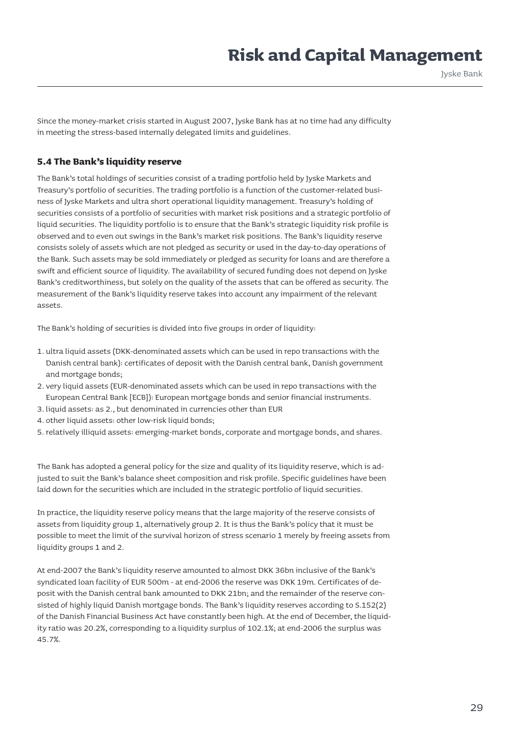Since the money-market crisis started in August 2007, Jyske Bank has at no time had any difficulty in meeting the stress-based internally delegated limits and guidelines.

### 5.4 The Bank's liquidity reserve

The Bank's total holdings of securities consist of a trading portfolio held by Jyske Markets and Treasury's portfolio of securities. The trading portfolio is a function of the customer-related business of Jyske Markets and ultra short operational liquidity management. Treasury's holding of securities consists of a portfolio of securities with market risk positions and a strategic portfolio of liquid securities. The liquidity portfolio is to ensure that the Bank's strategic liquidity risk profile is observed and to even out swings in the Bank's market risk positions. The Bank's liquidity reserve consists solely of assets which are not pledged as security or used in the day-to-day operations of the Bank. Such assets may be sold immediately or pledged as security for loans and are therefore a swift and efficient source of liquidity. The availability of secured funding does not depend on Jyske Bank's creditworthiness, but solely on the quality of the assets that can be offered as security. The measurement of the Bank's liquidity reserve takes into account any impairment of the relevant assets.

The Bank's holding of securities is divided into five groups in order of liquidity:

1. ultra liquid assets (DKK-denominated assets which can be used in repo transactions with the Danish central bank): certificates of deposit with the Danish central bank, Danish government and mortgage bonds;
2. very liquid assets (EUR-denominated assets which can be used in repo transactions with the European Central Bank [ECB]): European mortgage bonds and senior financial instruments.
3. liquid assets: as 2., but denominated in currencies other than EUR
4. other liquid assets: other low-risk liquid bonds;
5. relatively illiquid assets: emerging-market bonds, corporate and mortgage bonds, and shares.

The Bank has adopted a general policy for the size and quality of its liquidity reserve, which is adjusted to suit the Bank's balance sheet composition and risk profile. Specific guidelines have been laid down for the securities which are included in the strategic portfolio of liquid securities.

In practice, the liquidity reserve policy means that the large majority of the reserve consists of assets from liquidity group 1, alternatively group 2. It is thus the Bank's policy that it must be possible to meet the limit of the survival horizon of stress scenario 1 merely by freeing assets from liquidity groups 1 and 2.

At end-2007 the Bank's liquidity reserve amounted to almost DKK 36bn inclusive of the Bank's syndicated loan facility of EUR 500m - at end-2006 the reserve was DKK 19m. Certificates of deposit with the Danish central bank amounted to DKK 21bn; and the remainder of the reserve consisted of highly liquid Danish mortgage bonds. The Bank's liquidity reserves according to S.152(2) of the Danish Financial Business Act have constantly been high. At the end of December, the liquidity ratio was 20.2%, corresponding to a liquidity surplus of 102.1%; at end-2006 the surplus was 45.7%.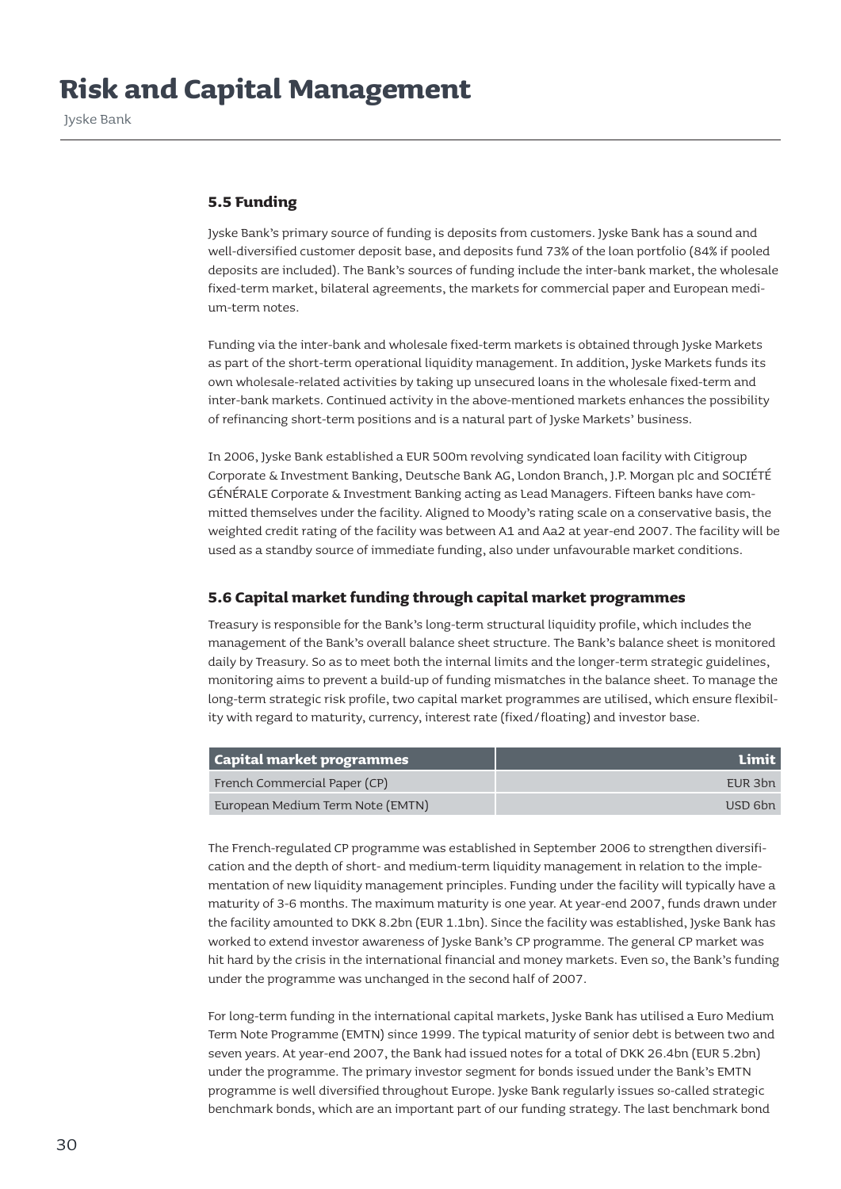### 5.5 Funding

Jyske Bank's primary source of funding is deposits from customers. Jyske Bank has a sound and well-diversified customer deposit base, and deposits fund 73% of the loan portfolio (84% if pooled deposits are included). The Bank's sources of funding include the inter-bank market, the wholesale fixed-term market, bilateral agreements, the markets for commercial paper and European medium-term notes.

Funding via the inter-bank and wholesale fixed-term markets is obtained through Jyske Markets as part of the short-term operational liquidity management. In addition, Jyske Markets funds its own wholesale-related activities by taking up unsecured loans in the wholesale fixed-term and inter-bank markets. Continued activity in the above-mentioned markets enhances the possibility of refinancing short-term positions and is a natural part of Jyske Markets' business.

In 2006, Jyske Bank established a EUR 500m revolving syndicated loan facility with Citigroup Corporate & Investment Banking, Deutsche Bank AG, London Branch, J.P. Morgan plc and SOCIÉTÉ GÉNÉRALE Corporate & Investment Banking acting as Lead Managers. Fifteen banks have committed themselves under the facility. Aligned to Moody's rating scale on a conservative basis, the weighted credit rating of the facility was between A1 and Aa2 at year-end 2007. The facility will be used as a standby source of immediate funding, also under unfavourable market conditions.

### 5.6 Capital market funding through capital market programmes

Treasury is responsible for the Bank's long-term structural liquidity profile, which includes the management of the Bank's overall balance sheet structure. The Bank's balance sheet is monitored daily by Treasury. So as to meet both the internal limits and the longer-term strategic guidelines, monitoring aims to prevent a build-up of funding mismatches in the balance sheet. To manage the long-term strategic risk profile, two capital market programmes are utilised, which ensure flexibility with regard to maturity, currency, interest rate (fixed/floating) and investor base.

| Capital market programmes | Limit |
|---|---:|
| French Commercial Paper (CP) | EUR 3bn |
| European Medium Term Note (EMTN) | USD 6bn |

The French-regulated CP programme was established in September 2006 to strengthen diversification and the depth of short- and medium-term liquidity management in relation to the implementation of new liquidity management principles. Funding under the facility will typically have a maturity of 3-6 months. The maximum maturity is one year. At year-end 2007, funds drawn under the facility amounted to DKK 8.2bn (EUR 1.1bn). Since the facility was established, Jyske Bank has worked to extend investor awareness of Jyske Bank's CP programme. The general CP market was hit hard by the crisis in the international financial and money markets. Even so, the Bank's funding under the programme was unchanged in the second half of 2007.

For long-term funding in the international capital markets, Jyske Bank has utilised a Euro Medium Term Note Programme (EMTN) since 1999. The typical maturity of senior debt is between two and seven years. At year-end 2007, the Bank had issued notes for a total of DKK 26.4bn (EUR 5.2bn) under the programme. The primary investor segment for bonds issued under the Bank's EMTN programme is well diversified throughout Europe. Jyske Bank regularly issues so-called strategic benchmark bonds, which are an important part of our funding strategy. The last benchmark bond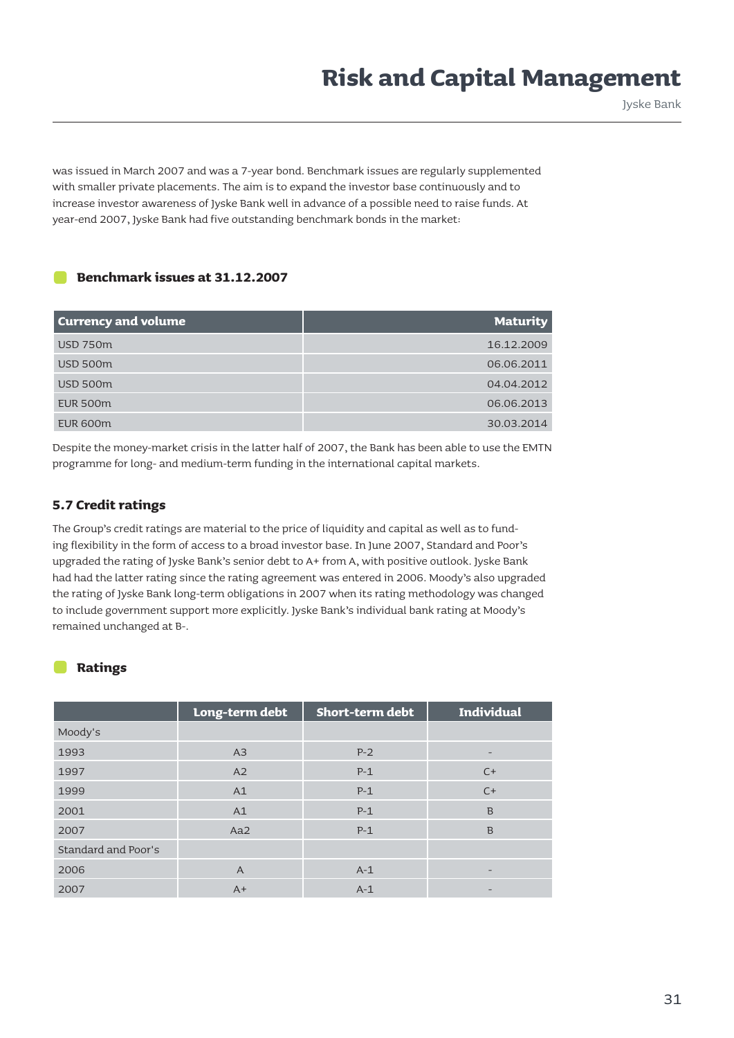was issued in March 2007 and was a 7-year bond. Benchmark issues are regularly supplemented with smaller private placements. The aim is to expand the investor base continuously and to increase investor awareness of Jyske Bank well in advance of a possible need to raise funds. At year-end 2007, Jyske Bank had five outstanding benchmark bonds in the market:

### Benchmark issues at 31.12.2007

| Currency and volume | Maturity |
|---|---:|
| USD 750m | 16.12.2009 |
| USD 500m | 06.06.2011 |
| USD 500m | 04.04.2012 |
| EUR 500m | 06.06.2013 |
| EUR 600m | 30.03.2014 |

Despite the money-market crisis in the latter half of 2007, the Bank has been able to use the EMTN programme for long- and medium-term funding in the international capital markets.

## 5.7 Credit ratings

The Group's credit ratings are material to the price of liquidity and capital as well as to funding flexibility in the form of access to a broad investor base. In June 2007, Standard and Poor's upgraded the rating of Jyske Bank's senior debt to A+ from A, with positive outlook. Jyske Bank had had the latter rating since the rating agreement was entered in 2006. Moody's also upgraded the rating of Jyske Bank long-term obligations in 2007 when its rating methodology was changed to include government support more explicitly. Jyske Bank's individual bank rating at Moody's remained unchanged at B-.

### Ratings

| | Long-term debt | Short-term debt | Individual |
|---|:---:|:---:|:---:|
| Moody's | | | |
| 1993 | A3 | P-2 | - |
| 1997 | A2 | P-1 | C+ |
| 1999 | A1 | P-1 | C+ |
| 2001 | A1 | P-1 | B |
| 2007 | Aa2 | P-1 | B |
| Standard and Poor's | | | |
| 2006 | A | A-1 | - |
| 2007 | A+ | A-1 | - |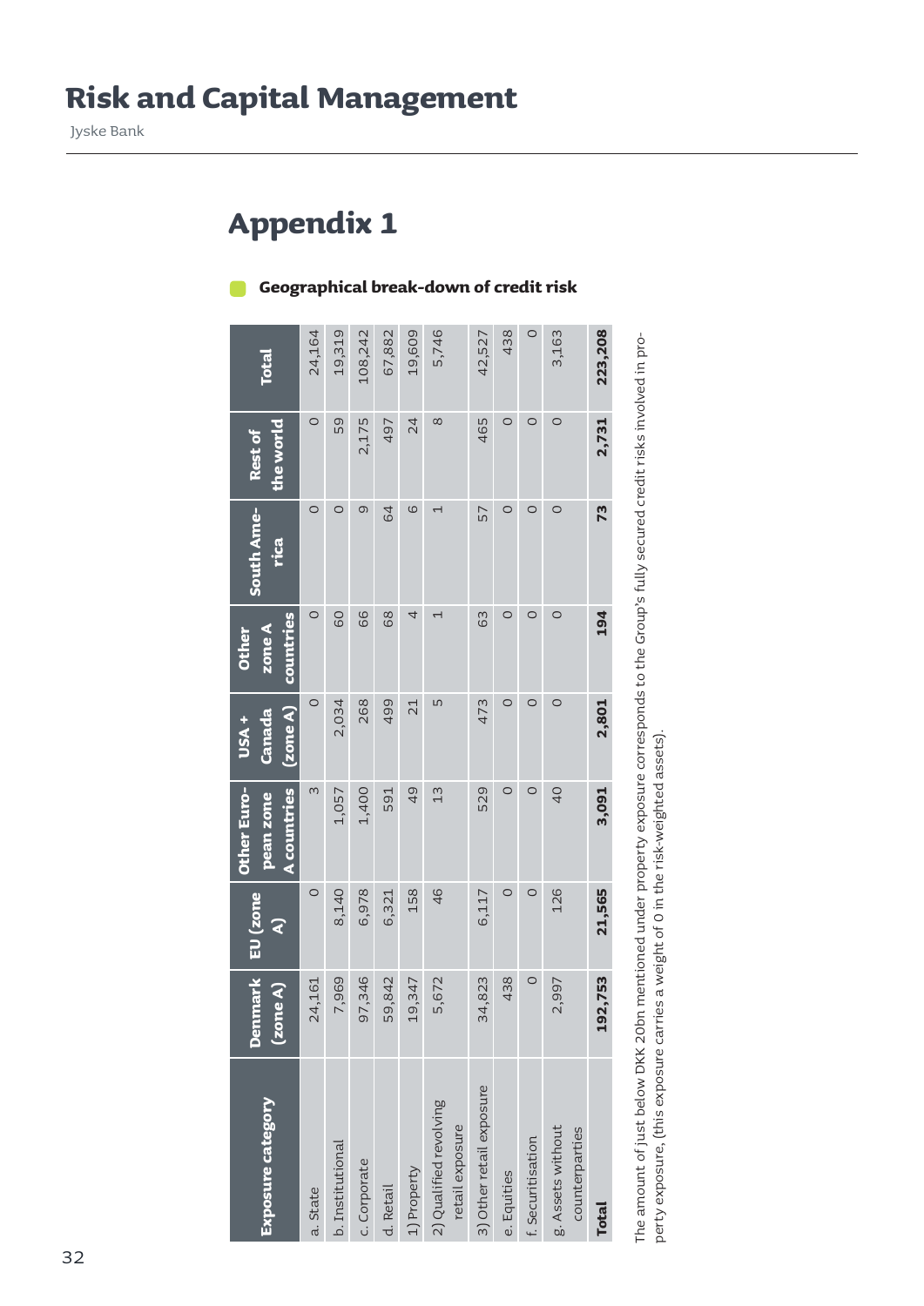# Appendix 1

## Geographical break-down of credit risk

| Exposure category | Denmark (zone A) | EU (zone A) | Other European zone A countries | USA + Canada (zone A) | Other zone A countries | South America | Rest of the world | Total |
|---|---|---|---|---|---|---|---|---|
| a. State | 24,161 | 0 | 3 | 0 | 0 | 0 | 0 | 24,164 |
| b. Institutional | 7,969 | 8,140 | 1,057 | 2,034 | 60 | 0 | 59 | 19,319 |
| c. Corporate | 97,346 | 6,978 | 1,400 | 268 | 66 | 9 | 2,175 | 108,242 |
| d. Retail | 59,842 | 6,321 | 591 | 499 | 68 | 64 | 497 | 67,882 |
| 1) Property | 19,347 | 158 | 49 | 21 | 4 | 6 | 24 | 19,609 |
| 2) Qualified revolving retail exposure | 5,672 | 46 | 13 | 5 | 1 | 1 | 8 | 5,746 |
| 3) Other retail exposure | 34,823 | 6,117 | 529 | 473 | 63 | 57 | 465 | 42,527 |
| e. Equities | 438 | 0 | 0 | 0 | 0 | 0 | 0 | 438 |
| f. Securitisation | 0 | 0 | 0 | 0 | 0 | 0 | 0 | 0 |
| g. Assets without counterparties | 2,997 | 126 | 40 | 0 | 0 | 0 | 0 | 3,163 |
| **Total** | **192,753** | **21,565** | **3,091** | **2,801** | **194** | **73** | **2,731** | **223,208** |

The amount of just below DKK 20bn mentioned under property exposure corresponds to the Group's fully secured credit risks involved in property exposure, (this exposure carries a weight of 0 in the risk-weighted assets).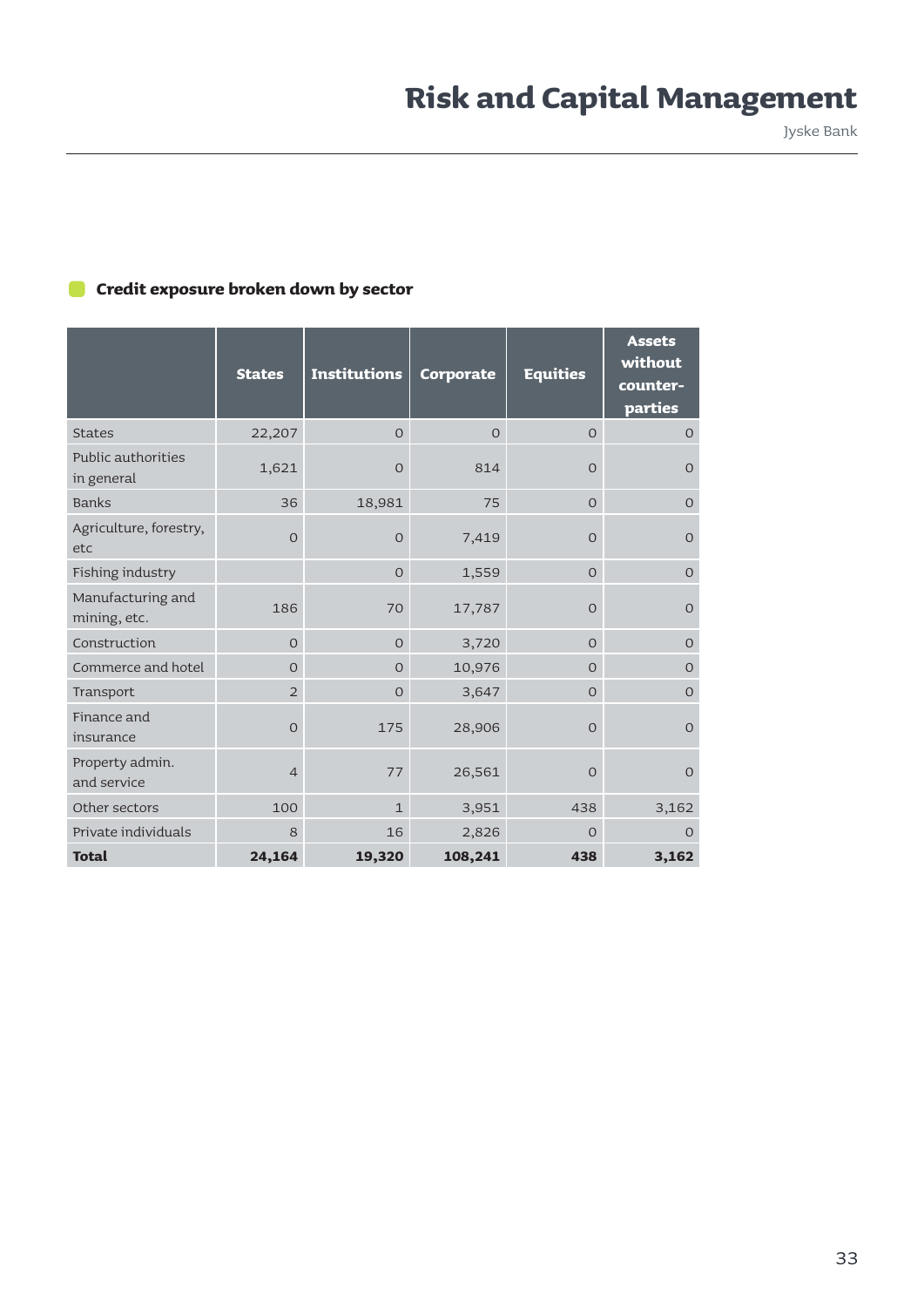### Credit exposure broken down by sector

| | States | Institutions | Corporate | Equities | Assets without counter-parties |
|---|---|---|---|---|---|
| States | 22,207 | 0 | 0 | 0 | 0 |
| Public authorities in general | 1,621 | 0 | 814 | 0 | 0 |
| Banks | 36 | 18,981 | 75 | 0 | 0 |
| Agriculture, forestry, etc | 0 | 0 | 7,419 | 0 | 0 |
| Fishing industry | | 0 | 1,559 | 0 | 0 |
| Manufacturing and mining, etc. | 186 | 70 | 17,787 | 0 | 0 |
| Construction | 0 | 0 | 3,720 | 0 | 0 |
| Commerce and hotel | 0 | 0 | 10,976 | 0 | 0 |
| Transport | 2 | 0 | 3,647 | 0 | 0 |
| Finance and insurance | 0 | 175 | 28,906 | 0 | 0 |
| Property admin. and service | 4 | 77 | 26,561 | 0 | 0 |
| Other sectors | 100 | 1 | 3,951 | 438 | 3,162 |
| Private individuals | 8 | 16 | 2,826 | 0 | 0 |
| **Total** | **24,164** | **19,320** | **108,241** | **438** | **3,162** |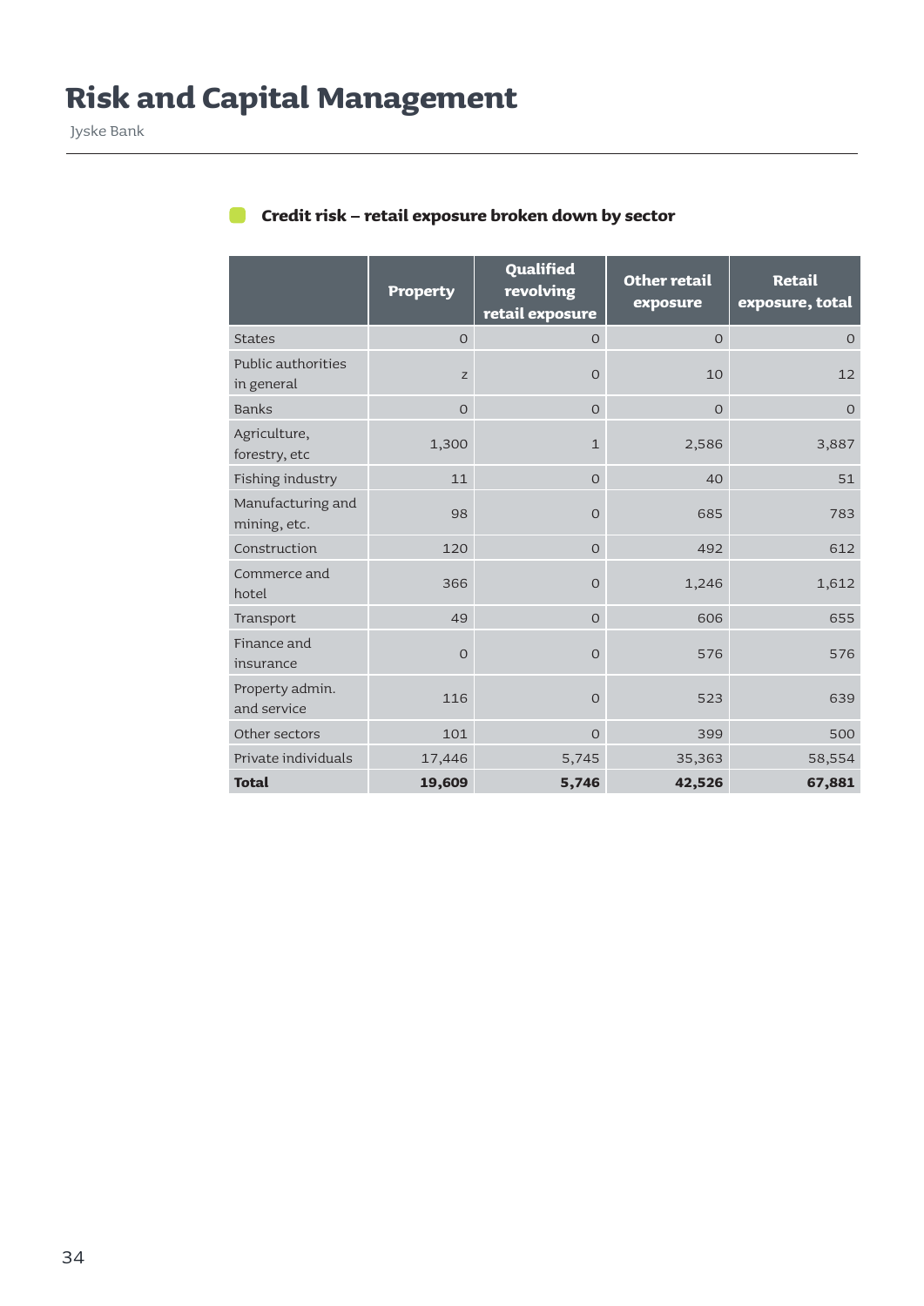# Risk and Capital Management

Jyske Bank

### Credit risk – retail exposure broken down by sector

| | Property | Qualified revolving retail exposure | Other retail exposure | Retail exposure, total |
|---|---|---|---|---|
| States | 0 | 0 | 0 | 0 |
| Public authorities in general | 2 | 0 | 10 | 12 |
| Banks | 0 | 0 | 0 | 0 |
| Agriculture, forestry, etc | 1,300 | 1 | 2,586 | 3,887 |
| Fishing industry | 11 | 0 | 40 | 51 |
| Manufacturing and mining, etc. | 98 | 0 | 685 | 783 |
| Construction | 120 | 0 | 492 | 612 |
| Commerce and hotel | 366 | 0 | 1,246 | 1,612 |
| Transport | 49 | 0 | 606 | 655 |
| Finance and insurance | 0 | 0 | 576 | 576 |
| Property admin. and service | 116 | 0 | 523 | 639 |
| Other sectors | 101 | 0 | 399 | 500 |
| Private individuals | 17,446 | 5,745 | 35,363 | 58,554 |
| **Total** | **19,609** | **5,746** | **42,526** | **67,881** |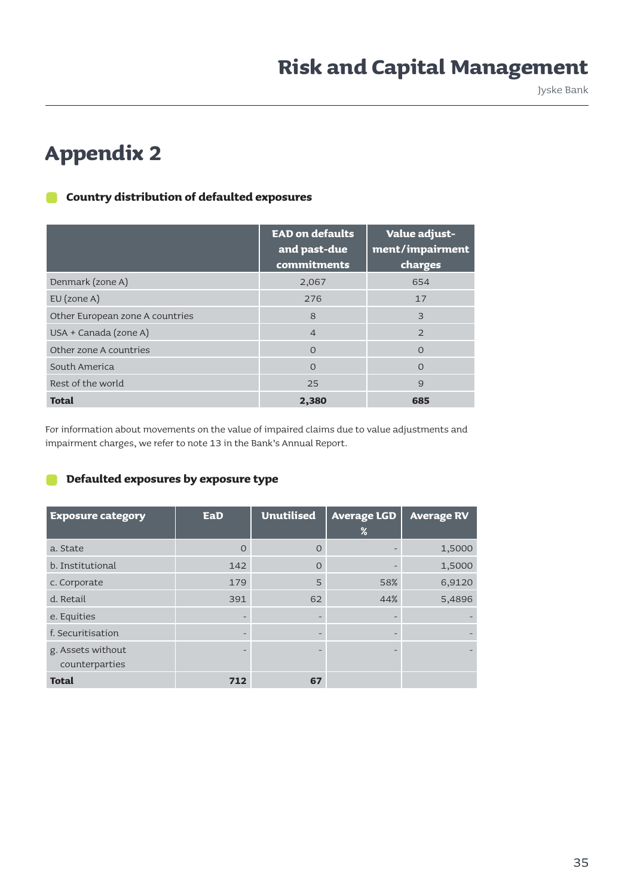# Appendix 2

### Country distribution of defaulted exposures

| | EAD on defaults and past-due commitments | Value adjust-ment/impairment charges |
|---|---|---|
| Denmark (zone A) | 2,067 | 654 |
| EU (zone A) | 276 | 17 |
| Other European zone A countries | 8 | 3 |
| USA + Canada (zone A) | 4 | 2 |
| Other zone A countries | 0 | 0 |
| South America | 0 | 0 |
| Rest of the world | 25 | 9 |
| **Total** | **2,380** | **685** |

For information about movements on the value of impaired claims due to value adjustments and impairment charges, we refer to note 13 in the Bank's Annual Report.

### Defaulted exposures by exposure type

| Exposure category | EaD | Unutilised | Average LGD % | Average RV |
|---|---|---|---|---|
| a. State | 0 | 0 | - | 1,5000 |
| b. Institutional | 142 | 0 | - | 1,5000 |
| c. Corporate | 179 | 5 | 58% | 6,9120 |
| d. Retail | 391 | 62 | 44% | 5,4896 |
| e. Equities | - | - | - | - |
| f. Securitisation | - | - | - | - |
| g. Assets without counterparties | - | - | - | - |
| **Total** | **712** | **67** | | |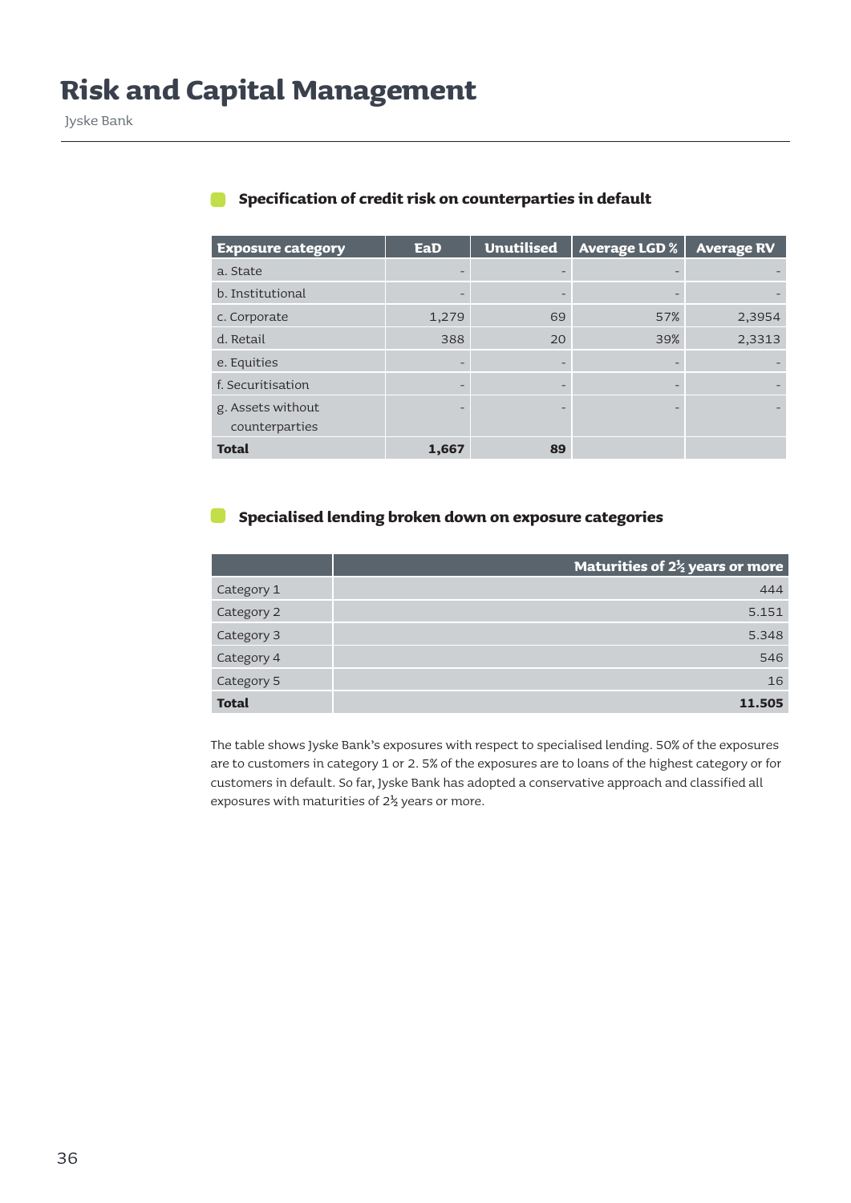### Specification of credit risk on counterparties in default

| Exposure category | EaD | Unutilised | Average LGD % | Average RV |
|---|---|---|---|---|
| a. State | - | - | - | - |
| b. Institutional | - | - | - | - |
| c. Corporate | 1,279 | 69 | 57% | 2,3954 |
| d. Retail | 388 | 20 | 39% | 2,3313 |
| e. Equities | - | - | - | - |
| f. Securitisation | - | - | - | - |
| g. Assets without counterparties | - | - | - | - |
| **Total** | **1,667** | **89** | | |

### Specialised lending broken down on exposure categories

| | Maturities of 2½ years or more |
|---|---|
| Category 1 | 444 |
| Category 2 | 5.151 |
| Category 3 | 5.348 |
| Category 4 | 546 |
| Category 5 | 16 |
| **Total** | **11.505** |

The table shows Jyske Bank's exposures with respect to specialised lending. 50% of the exposures are to customers in category 1 or 2. 5% of the exposures are to loans of the highest category or for customers in default. So far, Jyske Bank has adopted a conservative approach and classified all exposures with maturities of 2½ years or more.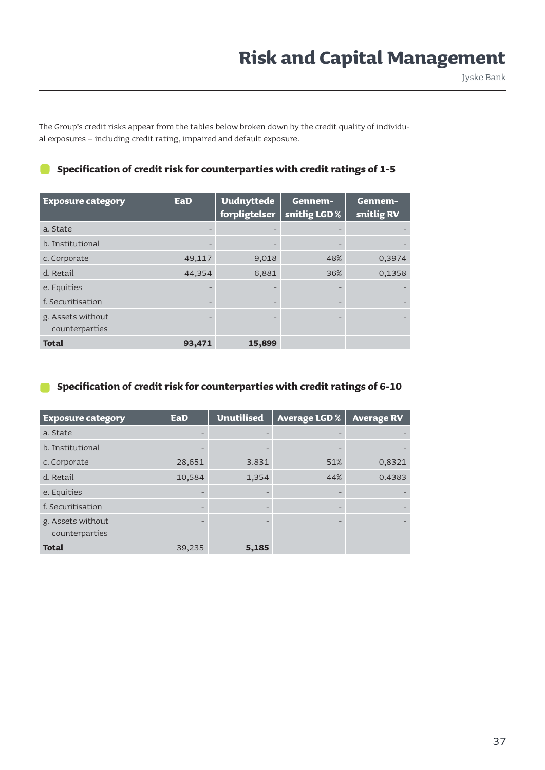The Group's credit risks appear from the tables below broken down by the credit quality of individual exposures – including credit rating, impaired and default exposure.

### Specification of credit risk for counterparties with credit ratings of 1-5

| Exposure category | EaD | Uudnyttede forpligtelser | Gennem-snitlig LGD % | Gennem-snitlig RV |
|---|---|---|---|---|
| a. State | - | - | - | - |
| b. Institutional | - | - | - | - |
| c. Corporate | 49,117 | 9,018 | 48% | 0,3974 |
| d. Retail | 44,354 | 6,881 | 36% | 0,1358 |
| e. Equities | - | - | - | - |
| f. Securitisation | - | - | - | - |
| g. Assets without counterparties | - | - | - | - |
| **Total** | **93,471** | **15,899** | | |

### Specification of credit risk for counterparties with credit ratings of 6-10

| Exposure category | EaD | Unutilised | Average LGD % | Average RV |
|---|---|---|---|---|
| a. State | - | - | - | - |
| b. Institutional | - | - | - | - |
| c. Corporate | 28,651 | 3.831 | 51% | 0,8321 |
| d. Retail | 10,584 | 1,354 | 44% | 0.4383 |
| e. Equities | - | - | - | - |
| f. Securitisation | - | - | - | - |
| g. Assets without counterparties | - | - | - | - |
| **Total** | 39,235 | **5,185** | | |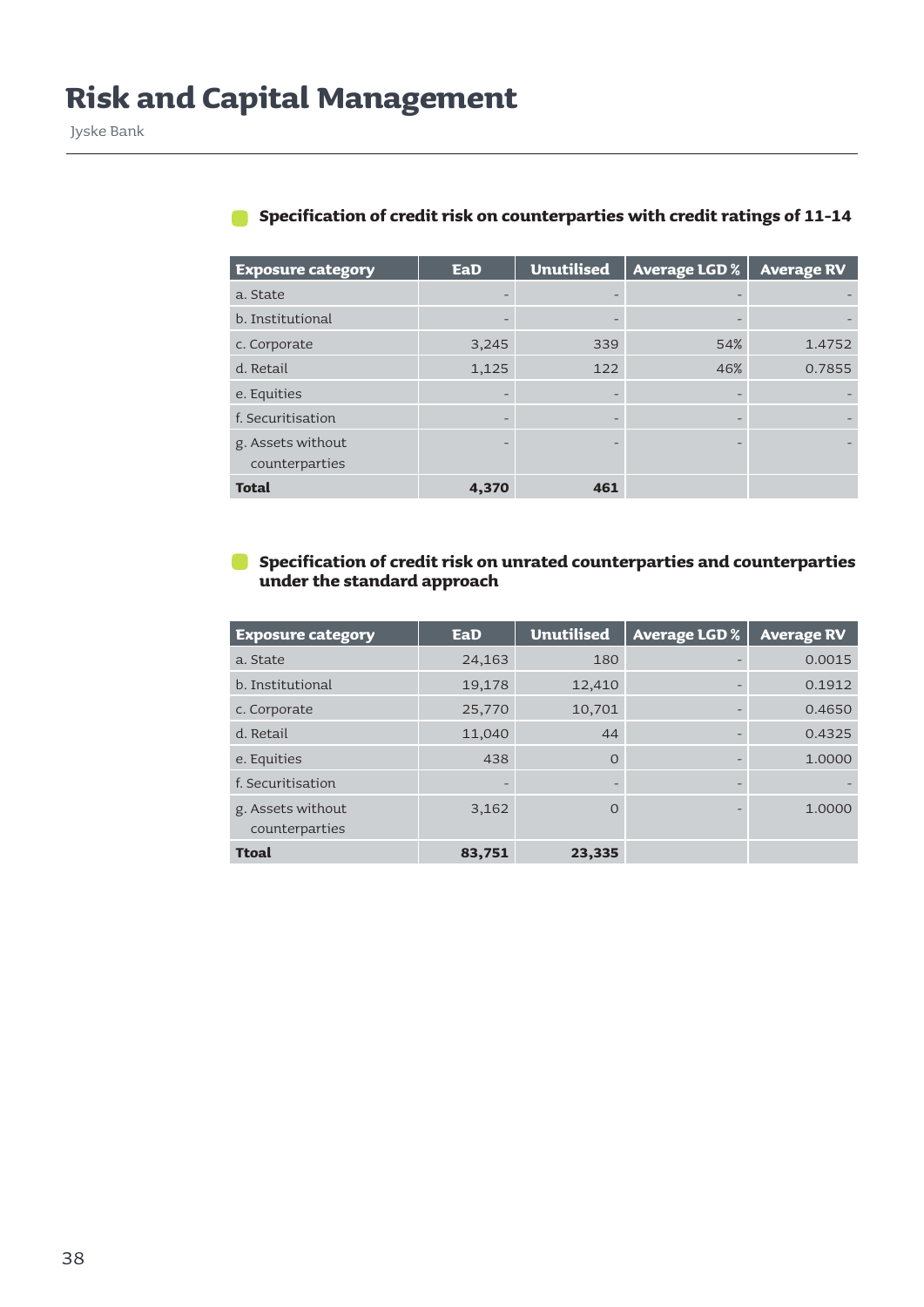# Risk and Capital Management

Jyske Bank

### Specification of credit risk on counterparties with credit ratings of 11-14

| Exposure category | EaD | Unutilised | Average LGD % | Average RV |
|---|---|---|---|---|
| a. State | - | - | - | - |
| b. Institutional | - | - | - | - |
| c. Corporate | 3,245 | 339 | 54% | 1.4752 |
| d. Retail | 1,125 | 122 | 46% | 0.7855 |
| e. Equities | - | - | - | - |
| f. Securitisation | - | - | - | - |
| g. Assets without counterparties | - | - | - | - |
| **Total** | **4,370** | **461** | | |

### Specification of credit risk on unrated counterparties and counterparties under the standard approach

| Exposure category | EaD | Unutilised | Average LGD % | Average RV |
|---|---|---|---|---|
| a. State | 24,163 | 180 | - | 0.0015 |
| b. Institutional | 19,178 | 12,410 | - | 0.1912 |
| c. Corporate | 25,770 | 10,701 | - | 0.4650 |
| d. Retail | 11,040 | 44 | - | 0.4325 |
| e. Equities | 438 | 0 | - | 1.0000 |
| f. Securitisation | - | - | - | - |
| g. Assets without counterparties | 3,162 | 0 | - | 1.0000 |
| **Ttoal** | **83,751** | **23,335** | | |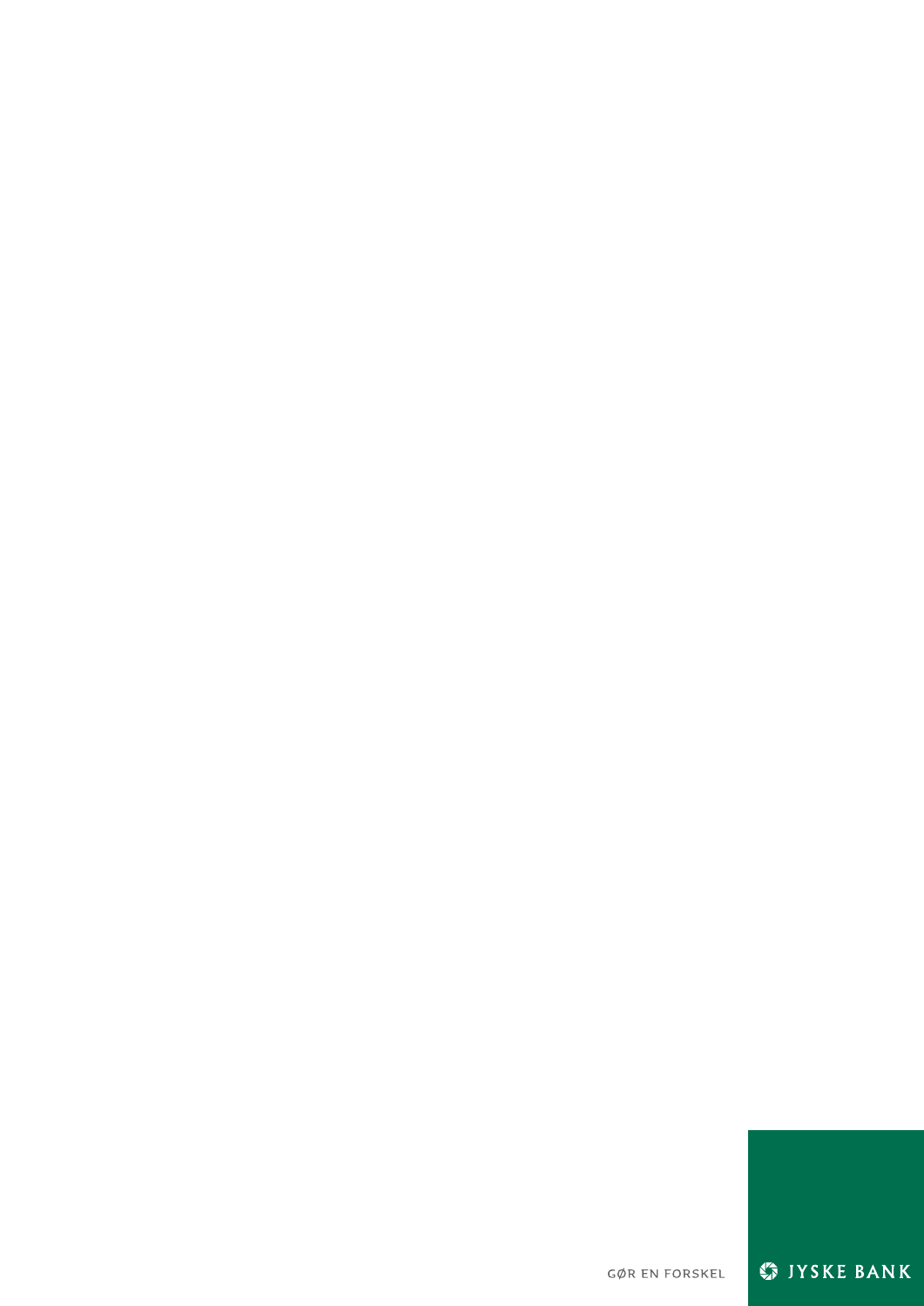GØR EN FORSKEL

JYSKE BANK